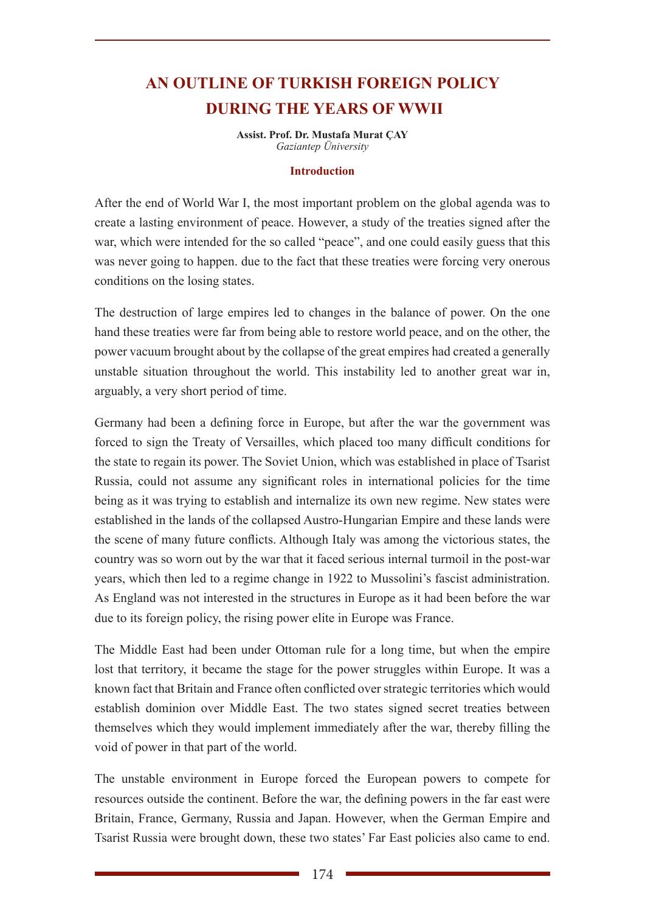# AN OUTLINE OF TURKISH FOREIGN POLICY DURING THE YEARS OF WWII

**Assist. Prof. Dr. Mustafa Murat ÇAY**
*Gaziantep Üniversity*

## Introduction

After the end of World War I, the most important problem on the global agenda was to create a lasting environment of peace. However, a study of the treaties signed after the war, which were intended for the so called "peace", and one could easily guess that this was never going to happen. due to the fact that these treaties were forcing very onerous conditions on the losing states.

The destruction of large empires led to changes in the balance of power. On the one hand these treaties were far from being able to restore world peace, and on the other, the power vacuum brought about by the collapse of the great empires had created a generally unstable situation throughout the world. This instability led to another great war in, arguably, a very short period of time.

Germany had been a defining force in Europe, but after the war the government was forced to sign the Treaty of Versailles, which placed too many difficult conditions for the state to regain its power. The Soviet Union, which was established in place of Tsarist Russia, could not assume any significant roles in international policies for the time being as it was trying to establish and internalize its own new regime. New states were established in the lands of the collapsed Austro-Hungarian Empire and these lands were the scene of many future conflicts. Although Italy was among the victorious states, the country was so worn out by the war that it faced serious internal turmoil in the post-war years, which then led to a regime change in 1922 to Mussolini's fascist administration. As England was not interested in the structures in Europe as it had been before the war due to its foreign policy, the rising power elite in Europe was France.

The Middle East had been under Ottoman rule for a long time, but when the empire lost that territory, it became the stage for the power struggles within Europe. It was a known fact that Britain and France often conflicted over strategic territories which would establish dominion over Middle East. The two states signed secret treaties between themselves which they would implement immediately after the war, thereby filling the void of power in that part of the world.

The unstable environment in Europe forced the European powers to compete for resources outside the continent. Before the war, the defining powers in the far east were Britain, France, Germany, Russia and Japan. However, when the German Empire and Tsarist Russia were brought down, these two states' Far East policies also came to end.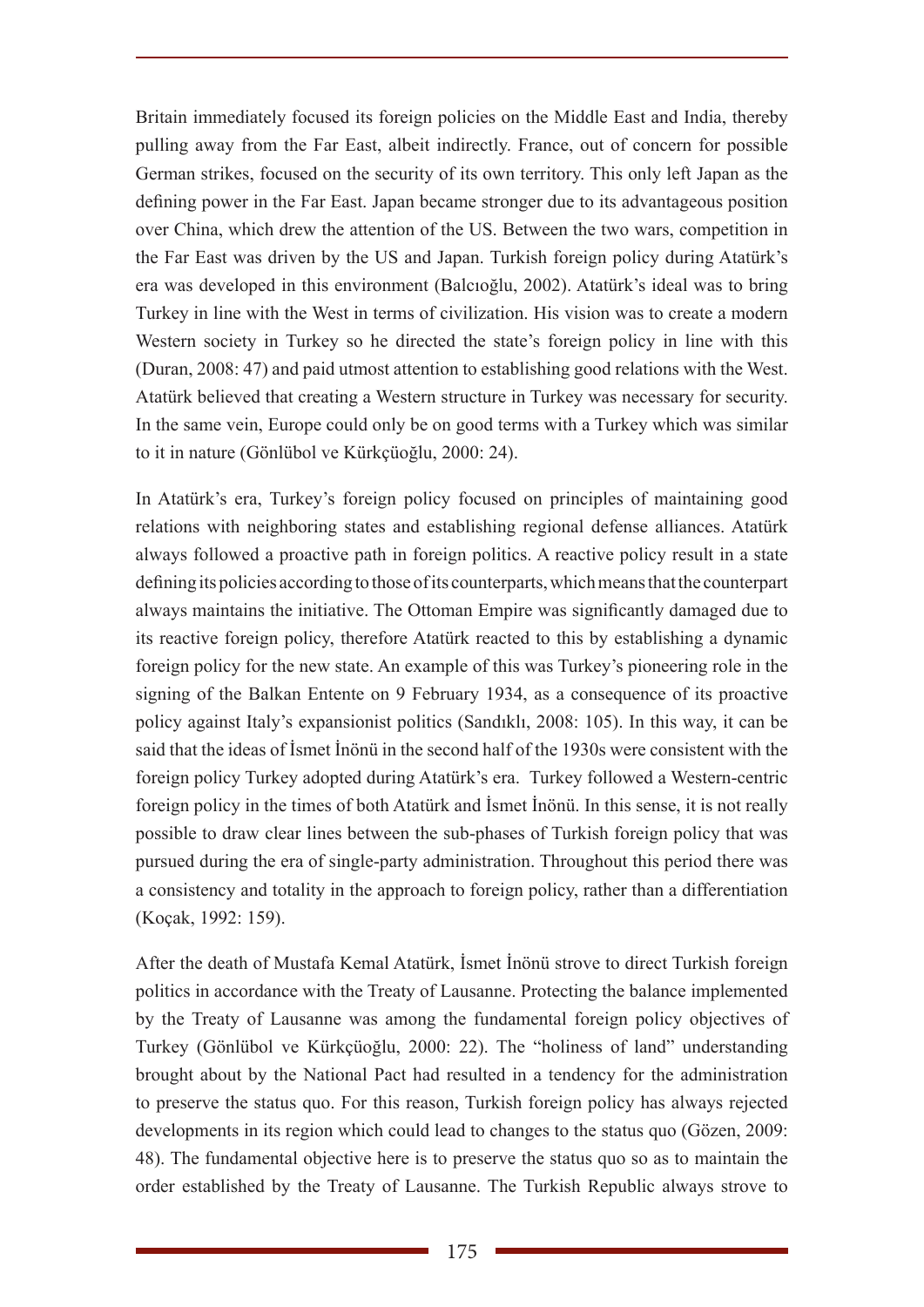Britain immediately focused its foreign policies on the Middle East and India, thereby pulling away from the Far East, albeit indirectly. France, out of concern for possible German strikes, focused on the security of its own territory. This only left Japan as the defining power in the Far East. Japan became stronger due to its advantageous position over China, which drew the attention of the US. Between the two wars, competition in the Far East was driven by the US and Japan. Turkish foreign policy during Atatürk's era was developed in this environment (Balcıoğlu, 2002). Atatürk's ideal was to bring Turkey in line with the West in terms of civilization. His vision was to create a modern Western society in Turkey so he directed the state's foreign policy in line with this (Duran, 2008: 47) and paid utmost attention to establishing good relations with the West. Atatürk believed that creating a Western structure in Turkey was necessary for security. In the same vein, Europe could only be on good terms with a Turkey which was similar to it in nature (Gönlübol ve Kürkçüoğlu, 2000: 24).

In Atatürk's era, Turkey's foreign policy focused on principles of maintaining good relations with neighboring states and establishing regional defense alliances. Atatürk always followed a proactive path in foreign politics. A reactive policy result in a state defining its policies according to those of its counterparts, which means that the counterpart always maintains the initiative. The Ottoman Empire was significantly damaged due to its reactive foreign policy, therefore Atatürk reacted to this by establishing a dynamic foreign policy for the new state. An example of this was Turkey's pioneering role in the signing of the Balkan Entente on 9 February 1934, as a consequence of its proactive policy against Italy's expansionist politics (Sandıklı, 2008: 105). In this way, it can be said that the ideas of İsmet İnönü in the second half of the 1930s were consistent with the foreign policy Turkey adopted during Atatürk's era. Turkey followed a Western-centric foreign policy in the times of both Atatürk and İsmet İnönü. In this sense, it is not really possible to draw clear lines between the sub-phases of Turkish foreign policy that was pursued during the era of single-party administration. Throughout this period there was a consistency and totality in the approach to foreign policy, rather than a differentiation (Koçak, 1992: 159).

After the death of Mustafa Kemal Atatürk, İsmet İnönü strove to direct Turkish foreign politics in accordance with the Treaty of Lausanne. Protecting the balance implemented by the Treaty of Lausanne was among the fundamental foreign policy objectives of Turkey (Gönlübol ve Kürkçüoğlu, 2000: 22). The "holiness of land" understanding brought about by the National Pact had resulted in a tendency for the administration to preserve the status quo. For this reason, Turkish foreign policy has always rejected developments in its region which could lead to changes to the status quo (Gözen, 2009: 48). The fundamental objective here is to preserve the status quo so as to maintain the order established by the Treaty of Lausanne. The Turkish Republic always strove to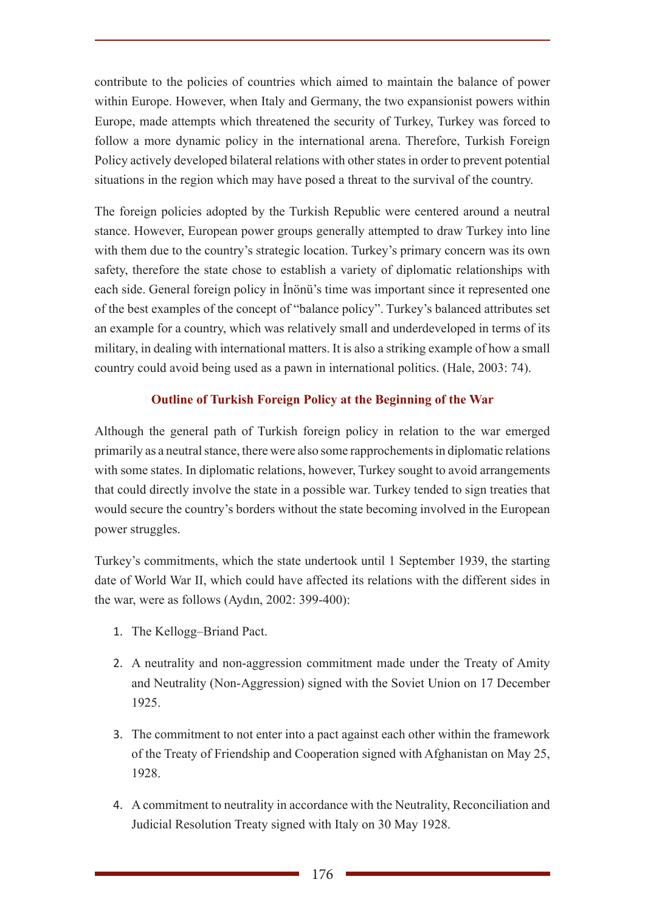contribute to the policies of countries which aimed to maintain the balance of power within Europe. However, when Italy and Germany, the two expansionist powers within Europe, made attempts which threatened the security of Turkey, Turkey was forced to follow a more dynamic policy in the international arena. Therefore, Turkish Foreign Policy actively developed bilateral relations with other states in order to prevent potential situations in the region which may have posed a threat to the survival of the country.

The foreign policies adopted by the Turkish Republic were centered around a neutral stance. However, European power groups generally attempted to draw Turkey into line with them due to the country's strategic location. Turkey's primary concern was its own safety, therefore the state chose to establish a variety of diplomatic relationships with each side. General foreign policy in İnönü's time was important since it represented one of the best examples of the concept of "balance policy". Turkey's balanced attributes set an example for a country, which was relatively small and underdeveloped in terms of its military, in dealing with international matters. It is also a striking example of how a small country could avoid being used as a pawn in international politics. (Hale, 2003: 74).

## Outline of Turkish Foreign Policy at the Beginning of the War

Although the general path of Turkish foreign policy in relation to the war emerged primarily as a neutral stance, there were also some rapprochements in diplomatic relations with some states. In diplomatic relations, however, Turkey sought to avoid arrangements that could directly involve the state in a possible war. Turkey tended to sign treaties that would secure the country's borders without the state becoming involved in the European power struggles.

Turkey's commitments, which the state undertook until 1 September 1939, the starting date of World War II, which could have affected its relations with the different sides in the war, were as follows (Aydın, 2002: 399-400):

1. The Kellogg–Briand Pact.
2. A neutrality and non-aggression commitment made under the Treaty of Amity and Neutrality (Non-Aggression) signed with the Soviet Union on 17 December 1925.
3. The commitment to not enter into a pact against each other within the framework of the Treaty of Friendship and Cooperation signed with Afghanistan on May 25, 1928.
4. A commitment to neutrality in accordance with the Neutrality, Reconciliation and Judicial Resolution Treaty signed with Italy on 30 May 1928.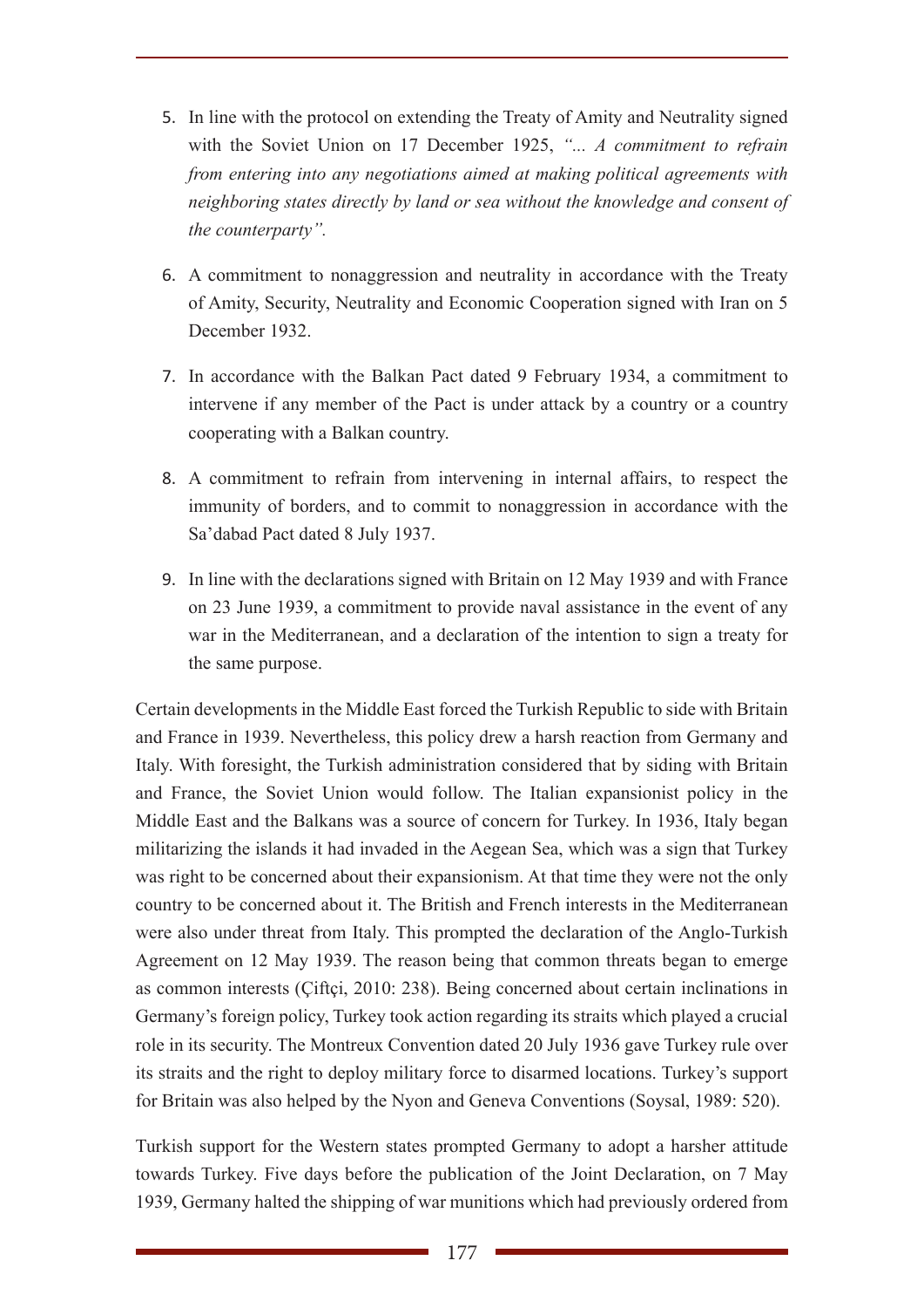5. In line with the protocol on extending the Treaty of Amity and Neutrality signed with the Soviet Union on 17 December 1925, *"... A commitment to refrain from entering into any negotiations aimed at making political agreements with neighboring states directly by land or sea without the knowledge and consent of the counterparty".*

6. A commitment to nonaggression and neutrality in accordance with the Treaty of Amity, Security, Neutrality and Economic Cooperation signed with Iran on 5 December 1932.

7. In accordance with the Balkan Pact dated 9 February 1934, a commitment to intervene if any member of the Pact is under attack by a country or a country cooperating with a Balkan country.

8. A commitment to refrain from intervening in internal affairs, to respect the immunity of borders, and to commit to nonaggression in accordance with the Sa'dabad Pact dated 8 July 1937.

9. In line with the declarations signed with Britain on 12 May 1939 and with France on 23 June 1939, a commitment to provide naval assistance in the event of any war in the Mediterranean, and a declaration of the intention to sign a treaty for the same purpose.

Certain developments in the Middle East forced the Turkish Republic to side with Britain and France in 1939. Nevertheless, this policy drew a harsh reaction from Germany and Italy. With foresight, the Turkish administration considered that by siding with Britain and France, the Soviet Union would follow. The Italian expansionist policy in the Middle East and the Balkans was a source of concern for Turkey. In 1936, Italy began militarizing the islands it had invaded in the Aegean Sea, which was a sign that Turkey was right to be concerned about their expansionism. At that time they were not the only country to be concerned about it. The British and French interests in the Mediterranean were also under threat from Italy. This prompted the declaration of the Anglo-Turkish Agreement on 12 May 1939. The reason being that common threats began to emerge as common interests (Çiftçi, 2010: 238). Being concerned about certain inclinations in Germany's foreign policy, Turkey took action regarding its straits which played a crucial role in its security. The Montreux Convention dated 20 July 1936 gave Turkey rule over its straits and the right to deploy military force to disarmed locations. Turkey's support for Britain was also helped by the Nyon and Geneva Conventions (Soysal, 1989: 520).

Turkish support for the Western states prompted Germany to adopt a harsher attitude towards Turkey. Five days before the publication of the Joint Declaration, on 7 May 1939, Germany halted the shipping of war munitions which had previously ordered from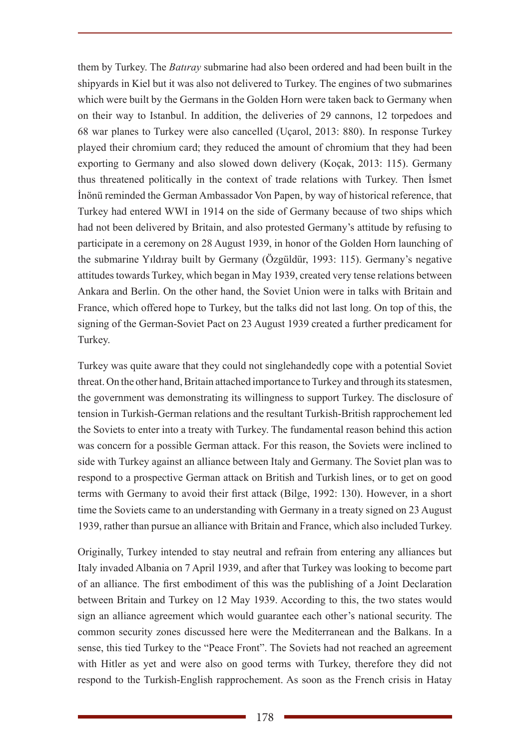them by Turkey. The *Batıray* submarine had also been ordered and had been built in the shipyards in Kiel but it was also not delivered to Turkey. The engines of two submarines which were built by the Germans in the Golden Horn were taken back to Germany when on their way to Istanbul. In addition, the deliveries of 29 cannons, 12 torpedoes and 68 war planes to Turkey were also cancelled (Uçarol, 2013: 880). In response Turkey played their chromium card; they reduced the amount of chromium that they had been exporting to Germany and also slowed down delivery (Koçak, 2013: 115). Germany thus threatened politically in the context of trade relations with Turkey. Then İsmet İnönü reminded the German Ambassador Von Papen, by way of historical reference, that Turkey had entered WWI in 1914 on the side of Germany because of two ships which had not been delivered by Britain, and also protested Germany's attitude by refusing to participate in a ceremony on 28 August 1939, in honor of the Golden Horn launching of the submarine Yıldıray built by Germany (Özgüldür, 1993: 115). Germany's negative attitudes towards Turkey, which began in May 1939, created very tense relations between Ankara and Berlin. On the other hand, the Soviet Union were in talks with Britain and France, which offered hope to Turkey, but the talks did not last long. On top of this, the signing of the German-Soviet Pact on 23 August 1939 created a further predicament for Turkey.

Turkey was quite aware that they could not singlehandedly cope with a potential Soviet threat. On the other hand, Britain attached importance to Turkey and through its statesmen, the government was demonstrating its willingness to support Turkey. The disclosure of tension in Turkish-German relations and the resultant Turkish-British rapprochement led the Soviets to enter into a treaty with Turkey. The fundamental reason behind this action was concern for a possible German attack. For this reason, the Soviets were inclined to side with Turkey against an alliance between Italy and Germany. The Soviet plan was to respond to a prospective German attack on British and Turkish lines, or to get on good terms with Germany to avoid their first attack (Bilge, 1992: 130). However, in a short time the Soviets came to an understanding with Germany in a treaty signed on 23 August 1939, rather than pursue an alliance with Britain and France, which also included Turkey.

Originally, Turkey intended to stay neutral and refrain from entering any alliances but Italy invaded Albania on 7 April 1939, and after that Turkey was looking to become part of an alliance. The first embodiment of this was the publishing of a Joint Declaration between Britain and Turkey on 12 May 1939. According to this, the two states would sign an alliance agreement which would guarantee each other's national security. The common security zones discussed here were the Mediterranean and the Balkans. In a sense, this tied Turkey to the "Peace Front". The Soviets had not reached an agreement with Hitler as yet and were also on good terms with Turkey, therefore they did not respond to the Turkish-English rapprochement. As soon as the French crisis in Hatay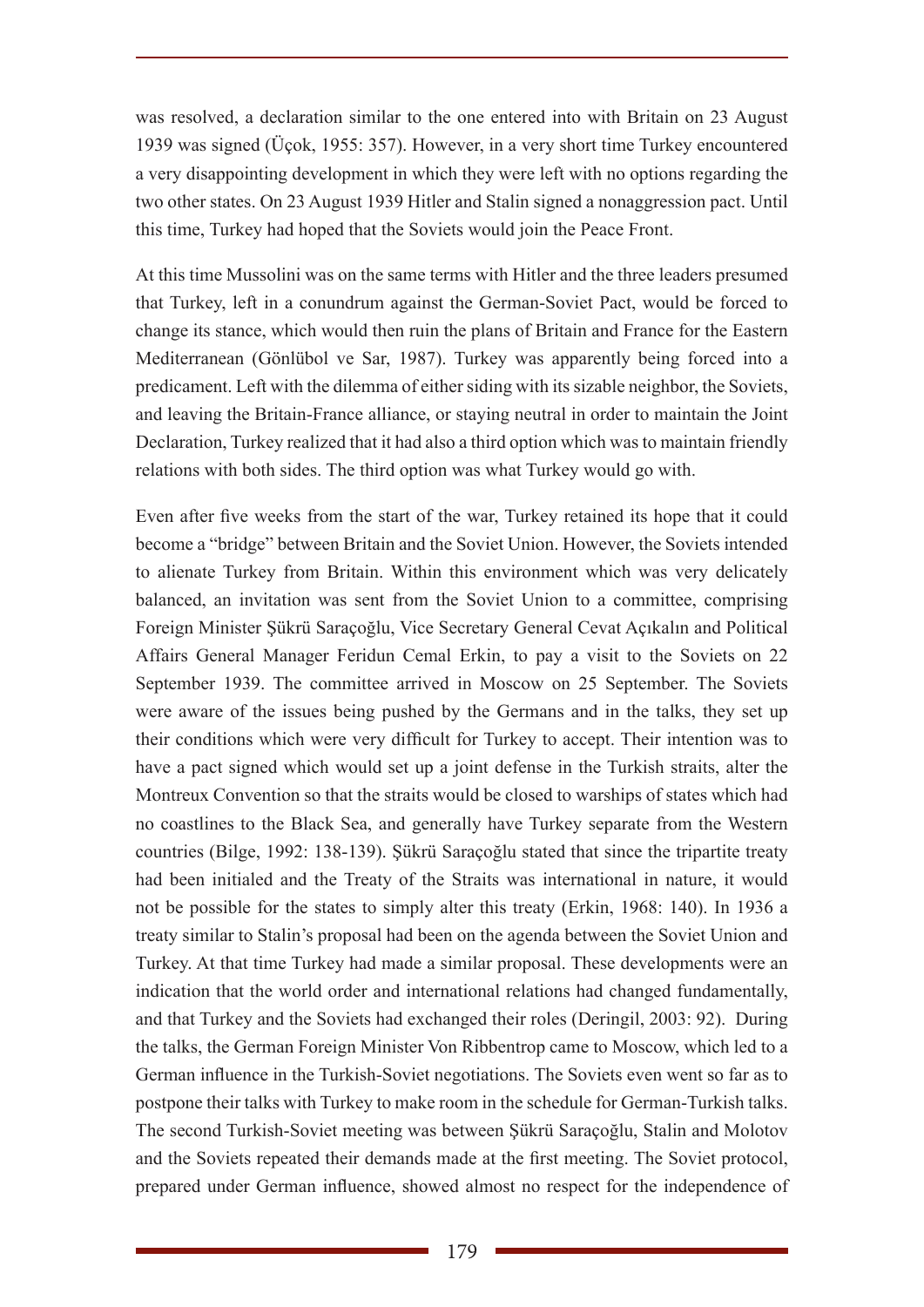was resolved, a declaration similar to the one entered into with Britain on 23 August 1939 was signed (Üçok, 1955: 357). However, in a very short time Turkey encountered a very disappointing development in which they were left with no options regarding the two other states. On 23 August 1939 Hitler and Stalin signed a nonaggression pact. Until this time, Turkey had hoped that the Soviets would join the Peace Front.

At this time Mussolini was on the same terms with Hitler and the three leaders presumed that Turkey, left in a conundrum against the German-Soviet Pact, would be forced to change its stance, which would then ruin the plans of Britain and France for the Eastern Mediterranean (Gönlübol ve Sar, 1987). Turkey was apparently being forced into a predicament. Left with the dilemma of either siding with its sizable neighbor, the Soviets, and leaving the Britain-France alliance, or staying neutral in order to maintain the Joint Declaration, Turkey realized that it had also a third option which was to maintain friendly relations with both sides. The third option was what Turkey would go with.

Even after five weeks from the start of the war, Turkey retained its hope that it could become a "bridge" between Britain and the Soviet Union. However, the Soviets intended to alienate Turkey from Britain. Within this environment which was very delicately balanced, an invitation was sent from the Soviet Union to a committee, comprising Foreign Minister Şükrü Saraçoğlu, Vice Secretary General Cevat Açıkalın and Political Affairs General Manager Feridun Cemal Erkin, to pay a visit to the Soviets on 22 September 1939. The committee arrived in Moscow on 25 September. The Soviets were aware of the issues being pushed by the Germans and in the talks, they set up their conditions which were very difficult for Turkey to accept. Their intention was to have a pact signed which would set up a joint defense in the Turkish straits, alter the Montreux Convention so that the straits would be closed to warships of states which had no coastlines to the Black Sea, and generally have Turkey separate from the Western countries (Bilge, 1992: 138-139). Şükrü Saraçoğlu stated that since the tripartite treaty had been initialed and the Treaty of the Straits was international in nature, it would not be possible for the states to simply alter this treaty (Erkin, 1968: 140). In 1936 a treaty similar to Stalin's proposal had been on the agenda between the Soviet Union and Turkey. At that time Turkey had made a similar proposal. These developments were an indication that the world order and international relations had changed fundamentally, and that Turkey and the Soviets had exchanged their roles (Deringil, 2003: 92). During the talks, the German Foreign Minister Von Ribbentrop came to Moscow, which led to a German influence in the Turkish-Soviet negotiations. The Soviets even went so far as to postpone their talks with Turkey to make room in the schedule for German-Turkish talks. The second Turkish-Soviet meeting was between Şükrü Saraçoğlu, Stalin and Molotov and the Soviets repeated their demands made at the first meeting. The Soviet protocol, prepared under German influence, showed almost no respect for the independence of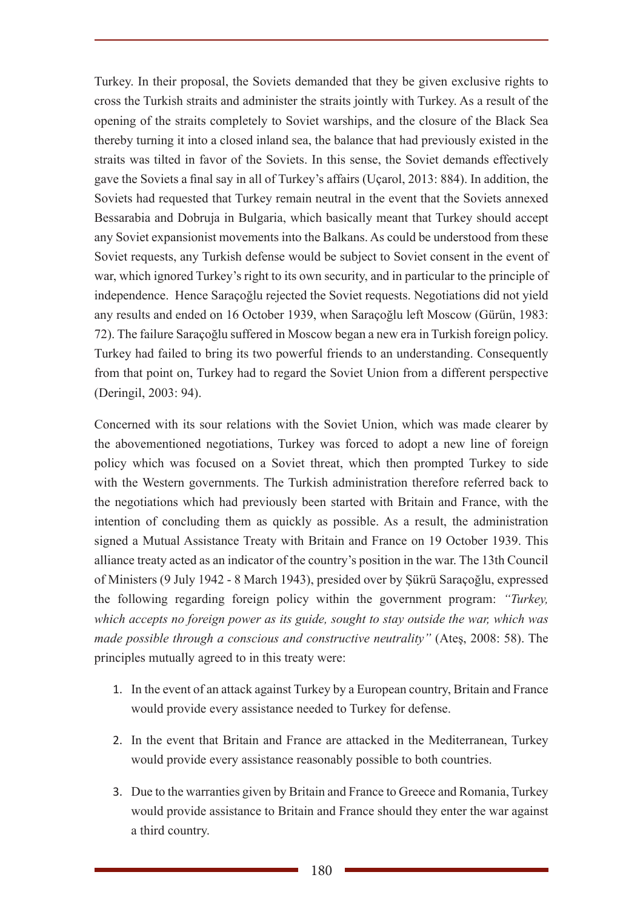Turkey. In their proposal, the Soviets demanded that they be given exclusive rights to cross the Turkish straits and administer the straits jointly with Turkey. As a result of the opening of the straits completely to Soviet warships, and the closure of the Black Sea thereby turning it into a closed inland sea, the balance that had previously existed in the straits was tilted in favor of the Soviets. In this sense, the Soviet demands effectively gave the Soviets a final say in all of Turkey's affairs (Uçarol, 2013: 884). In addition, the Soviets had requested that Turkey remain neutral in the event that the Soviets annexed Bessarabia and Dobruja in Bulgaria, which basically meant that Turkey should accept any Soviet expansionist movements into the Balkans. As could be understood from these Soviet requests, any Turkish defense would be subject to Soviet consent in the event of war, which ignored Turkey's right to its own security, and in particular to the principle of independence. Hence Saraçoğlu rejected the Soviet requests. Negotiations did not yield any results and ended on 16 October 1939, when Saraçoğlu left Moscow (Gürün, 1983: 72). The failure Saraçoğlu suffered in Moscow began a new era in Turkish foreign policy. Turkey had failed to bring its two powerful friends to an understanding. Consequently from that point on, Turkey had to regard the Soviet Union from a different perspective (Deringil, 2003: 94).

Concerned with its sour relations with the Soviet Union, which was made clearer by the abovementioned negotiations, Turkey was forced to adopt a new line of foreign policy which was focused on a Soviet threat, which then prompted Turkey to side with the Western governments. The Turkish administration therefore referred back to the negotiations which had previously been started with Britain and France, with the intention of concluding them as quickly as possible. As a result, the administration signed a Mutual Assistance Treaty with Britain and France on 19 October 1939. This alliance treaty acted as an indicator of the country's position in the war. The 13th Council of Ministers (9 July 1942 - 8 March 1943), presided over by Şükrü Saraçoğlu, expressed the following regarding foreign policy within the government program: *"Turkey, which accepts no foreign power as its guide, sought to stay outside the war, which was made possible through a conscious and constructive neutrality"* (Ateş, 2008: 58). The principles mutually agreed to in this treaty were:

1. In the event of an attack against Turkey by a European country, Britain and France would provide every assistance needed to Turkey for defense.
2. In the event that Britain and France are attacked in the Mediterranean, Turkey would provide every assistance reasonably possible to both countries.
3. Due to the warranties given by Britain and France to Greece and Romania, Turkey would provide assistance to Britain and France should they enter the war against a third country.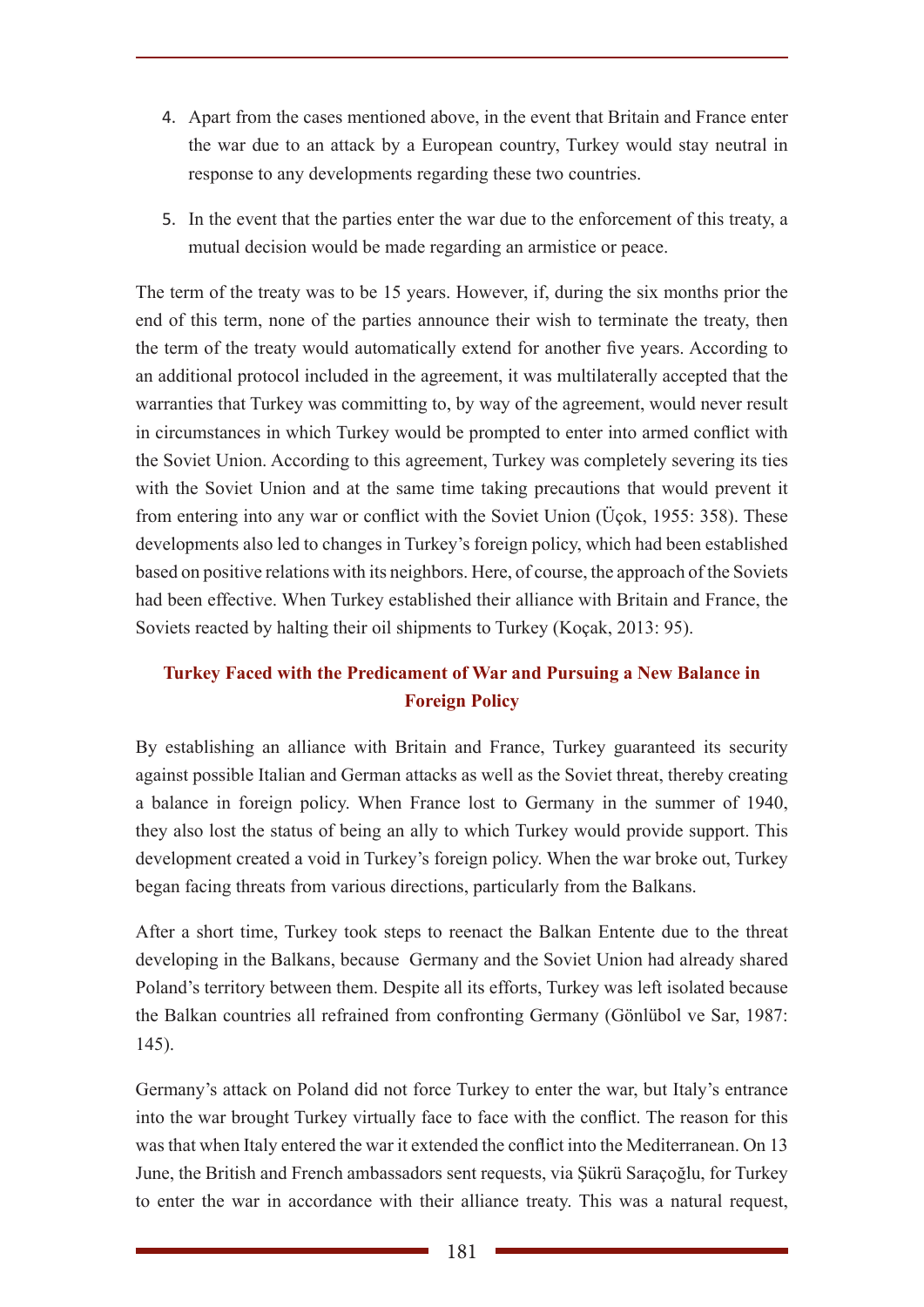4. Apart from the cases mentioned above, in the event that Britain and France enter the war due to an attack by a European country, Turkey would stay neutral in response to any developments regarding these two countries.
5. In the event that the parties enter the war due to the enforcement of this treaty, a mutual decision would be made regarding an armistice or peace.

The term of the treaty was to be 15 years. However, if, during the six months prior the end of this term, none of the parties announce their wish to terminate the treaty, then the term of the treaty would automatically extend for another five years. According to an additional protocol included in the agreement, it was multilaterally accepted that the warranties that Turkey was committing to, by way of the agreement, would never result in circumstances in which Turkey would be prompted to enter into armed conflict with the Soviet Union. According to this agreement, Turkey was completely severing its ties with the Soviet Union and at the same time taking precautions that would prevent it from entering into any war or conflict with the Soviet Union (Üçok, 1955: 358). These developments also led to changes in Turkey's foreign policy, which had been established based on positive relations with its neighbors. Here, of course, the approach of the Soviets had been effective. When Turkey established their alliance with Britain and France, the Soviets reacted by halting their oil shipments to Turkey (Koçak, 2013: 95).

## Turkey Faced with the Predicament of War and Pursuing a New Balance in Foreign Policy

By establishing an alliance with Britain and France, Turkey guaranteed its security against possible Italian and German attacks as well as the Soviet threat, thereby creating a balance in foreign policy. When France lost to Germany in the summer of 1940, they also lost the status of being an ally to which Turkey would provide support. This development created a void in Turkey's foreign policy. When the war broke out, Turkey began facing threats from various directions, particularly from the Balkans.

After a short time, Turkey took steps to reenact the Balkan Entente due to the threat developing in the Balkans, because Germany and the Soviet Union had already shared Poland's territory between them. Despite all its efforts, Turkey was left isolated because the Balkan countries all refrained from confronting Germany (Gönlübol ve Sar, 1987: 145).

Germany's attack on Poland did not force Turkey to enter the war, but Italy's entrance into the war brought Turkey virtually face to face with the conflict. The reason for this was that when Italy entered the war it extended the conflict into the Mediterranean. On 13 June, the British and French ambassadors sent requests, via Şükrü Saraçoğlu, for Turkey to enter the war in accordance with their alliance treaty. This was a natural request,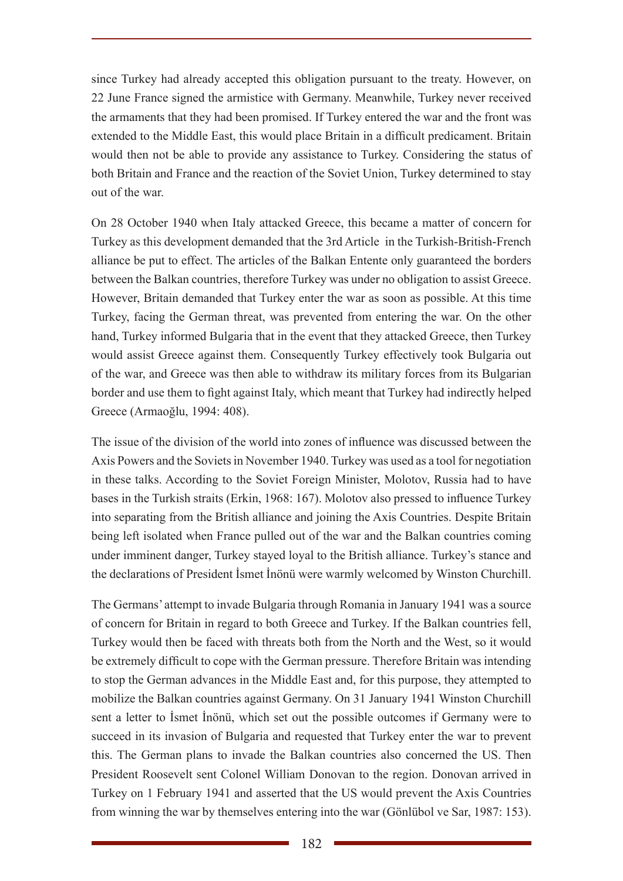since Turkey had already accepted this obligation pursuant to the treaty. However, on 22 June France signed the armistice with Germany. Meanwhile, Turkey never received the armaments that they had been promised. If Turkey entered the war and the front was extended to the Middle East, this would place Britain in a difficult predicament. Britain would then not be able to provide any assistance to Turkey. Considering the status of both Britain and France and the reaction of the Soviet Union, Turkey determined to stay out of the war.

On 28 October 1940 when Italy attacked Greece, this became a matter of concern for Turkey as this development demanded that the 3rd Article in the Turkish-British-French alliance be put to effect. The articles of the Balkan Entente only guaranteed the borders between the Balkan countries, therefore Turkey was under no obligation to assist Greece. However, Britain demanded that Turkey enter the war as soon as possible. At this time Turkey, facing the German threat, was prevented from entering the war. On the other hand, Turkey informed Bulgaria that in the event that they attacked Greece, then Turkey would assist Greece against them. Consequently Turkey effectively took Bulgaria out of the war, and Greece was then able to withdraw its military forces from its Bulgarian border and use them to fight against Italy, which meant that Turkey had indirectly helped Greece (Armaoğlu, 1994: 408).

The issue of the division of the world into zones of influence was discussed between the Axis Powers and the Soviets in November 1940. Turkey was used as a tool for negotiation in these talks. According to the Soviet Foreign Minister, Molotov, Russia had to have bases in the Turkish straits (Erkin, 1968: 167). Molotov also pressed to influence Turkey into separating from the British alliance and joining the Axis Countries. Despite Britain being left isolated when France pulled out of the war and the Balkan countries coming under imminent danger, Turkey stayed loyal to the British alliance. Turkey's stance and the declarations of President İsmet İnönü were warmly welcomed by Winston Churchill.

The Germans' attempt to invade Bulgaria through Romania in January 1941 was a source of concern for Britain in regard to both Greece and Turkey. If the Balkan countries fell, Turkey would then be faced with threats both from the North and the West, so it would be extremely difficult to cope with the German pressure. Therefore Britain was intending to stop the German advances in the Middle East and, for this purpose, they attempted to mobilize the Balkan countries against Germany. On 31 January 1941 Winston Churchill sent a letter to İsmet İnönü, which set out the possible outcomes if Germany were to succeed in its invasion of Bulgaria and requested that Turkey enter the war to prevent this. The German plans to invade the Balkan countries also concerned the US. Then President Roosevelt sent Colonel William Donovan to the region. Donovan arrived in Turkey on 1 February 1941 and asserted that the US would prevent the Axis Countries from winning the war by themselves entering into the war (Gönlübol ve Sar, 1987: 153).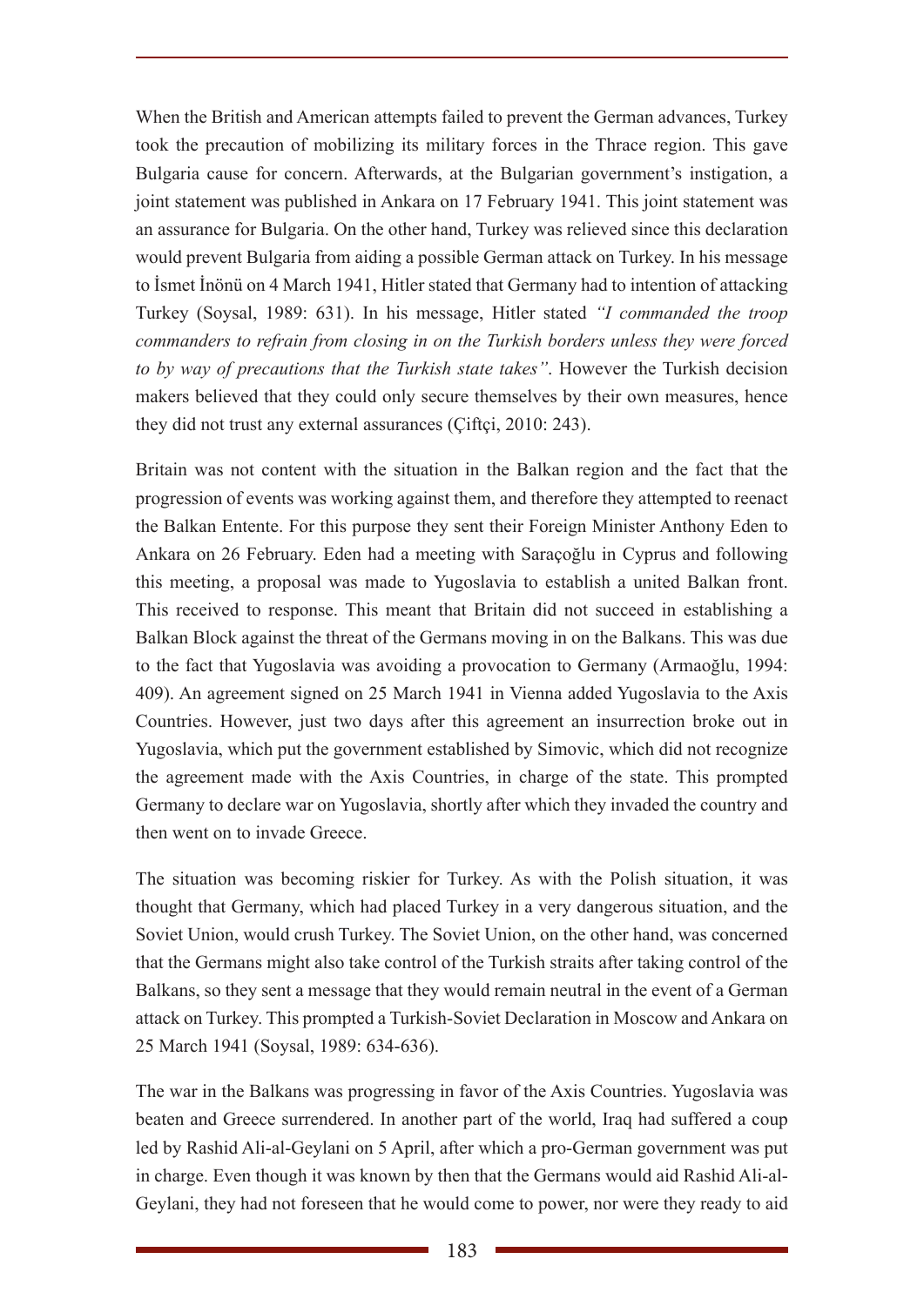When the British and American attempts failed to prevent the German advances, Turkey took the precaution of mobilizing its military forces in the Thrace region. This gave Bulgaria cause for concern. Afterwards, at the Bulgarian government's instigation, a joint statement was published in Ankara on 17 February 1941. This joint statement was an assurance for Bulgaria. On the other hand, Turkey was relieved since this declaration would prevent Bulgaria from aiding a possible German attack on Turkey. In his message to İsmet İnönü on 4 March 1941, Hitler stated that Germany had to intention of attacking Turkey (Soysal, 1989: 631). In his message, Hitler stated *"I commanded the troop commanders to refrain from closing in on the Turkish borders unless they were forced to by way of precautions that the Turkish state takes"*. However the Turkish decision makers believed that they could only secure themselves by their own measures, hence they did not trust any external assurances (Çiftçi, 2010: 243).

Britain was not content with the situation in the Balkan region and the fact that the progression of events was working against them, and therefore they attempted to reenact the Balkan Entente. For this purpose they sent their Foreign Minister Anthony Eden to Ankara on 26 February. Eden had a meeting with Saraçoğlu in Cyprus and following this meeting, a proposal was made to Yugoslavia to establish a united Balkan front. This received to response. This meant that Britain did not succeed in establishing a Balkan Block against the threat of the Germans moving in on the Balkans. This was due to the fact that Yugoslavia was avoiding a provocation to Germany (Armaoğlu, 1994: 409). An agreement signed on 25 March 1941 in Vienna added Yugoslavia to the Axis Countries. However, just two days after this agreement an insurrection broke out in Yugoslavia, which put the government established by Simovic, which did not recognize the agreement made with the Axis Countries, in charge of the state. This prompted Germany to declare war on Yugoslavia, shortly after which they invaded the country and then went on to invade Greece.

The situation was becoming riskier for Turkey. As with the Polish situation, it was thought that Germany, which had placed Turkey in a very dangerous situation, and the Soviet Union, would crush Turkey. The Soviet Union, on the other hand, was concerned that the Germans might also take control of the Turkish straits after taking control of the Balkans, so they sent a message that they would remain neutral in the event of a German attack on Turkey. This prompted a Turkish-Soviet Declaration in Moscow and Ankara on 25 March 1941 (Soysal, 1989: 634-636).

The war in the Balkans was progressing in favor of the Axis Countries. Yugoslavia was beaten and Greece surrendered. In another part of the world, Iraq had suffered a coup led by Rashid Ali-al-Geylani on 5 April, after which a pro-German government was put in charge. Even though it was known by then that the Germans would aid Rashid Ali-al-Geylani, they had not foreseen that he would come to power, nor were they ready to aid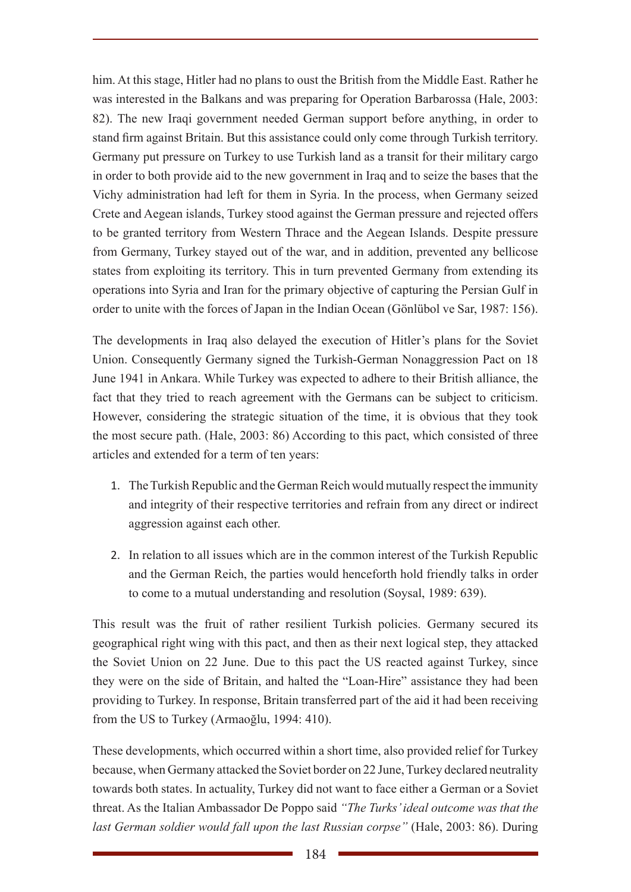him. At this stage, Hitler had no plans to oust the British from the Middle East. Rather he was interested in the Balkans and was preparing for Operation Barbarossa (Hale, 2003: 82). The new Iraqi government needed German support before anything, in order to stand firm against Britain. But this assistance could only come through Turkish territory. Germany put pressure on Turkey to use Turkish land as a transit for their military cargo in order to both provide aid to the new government in Iraq and to seize the bases that the Vichy administration had left for them in Syria. In the process, when Germany seized Crete and Aegean islands, Turkey stood against the German pressure and rejected offers to be granted territory from Western Thrace and the Aegean Islands. Despite pressure from Germany, Turkey stayed out of the war, and in addition, prevented any bellicose states from exploiting its territory. This in turn prevented Germany from extending its operations into Syria and Iran for the primary objective of capturing the Persian Gulf in order to unite with the forces of Japan in the Indian Ocean (Gönlübol ve Sar, 1987: 156).

The developments in Iraq also delayed the execution of Hitler's plans for the Soviet Union. Consequently Germany signed the Turkish-German Nonaggression Pact on 18 June 1941 in Ankara. While Turkey was expected to adhere to their British alliance, the fact that they tried to reach agreement with the Germans can be subject to criticism. However, considering the strategic situation of the time, it is obvious that they took the most secure path. (Hale, 2003: 86) According to this pact, which consisted of three articles and extended for a term of ten years:

1. The Turkish Republic and the German Reich would mutually respect the immunity and integrity of their respective territories and refrain from any direct or indirect aggression against each other.
2. In relation to all issues which are in the common interest of the Turkish Republic and the German Reich, the parties would henceforth hold friendly talks in order to come to a mutual understanding and resolution (Soysal, 1989: 639).

This result was the fruit of rather resilient Turkish policies. Germany secured its geographical right wing with this pact, and then as their next logical step, they attacked the Soviet Union on 22 June. Due to this pact the US reacted against Turkey, since they were on the side of Britain, and halted the "Loan-Hire" assistance they had been providing to Turkey. In response, Britain transferred part of the aid it had been receiving from the US to Turkey (Armaoğlu, 1994: 410).

These developments, which occurred within a short time, also provided relief for Turkey because, when Germany attacked the Soviet border on 22 June, Turkey declared neutrality towards both states. In actuality, Turkey did not want to face either a German or a Soviet threat. As the Italian Ambassador De Poppo said *"The Turks' ideal outcome was that the last German soldier would fall upon the last Russian corpse"* (Hale, 2003: 86). During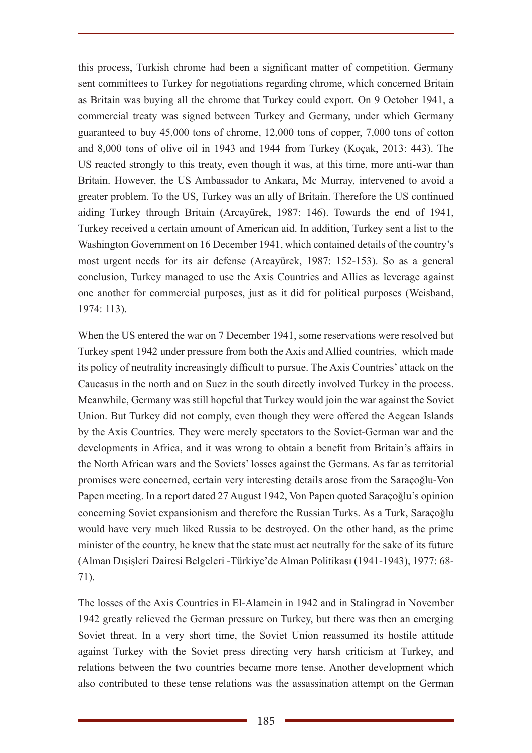this process, Turkish chrome had been a significant matter of competition. Germany sent committees to Turkey for negotiations regarding chrome, which concerned Britain as Britain was buying all the chrome that Turkey could export. On 9 October 1941, a commercial treaty was signed between Turkey and Germany, under which Germany guaranteed to buy 45,000 tons of chrome, 12,000 tons of copper, 7,000 tons of cotton and 8,000 tons of olive oil in 1943 and 1944 from Turkey (Koçak, 2013: 443). The US reacted strongly to this treaty, even though it was, at this time, more anti-war than Britain. However, the US Ambassador to Ankara, Mc Murray, intervened to avoid a greater problem. To the US, Turkey was an ally of Britain. Therefore the US continued aiding Turkey through Britain (Arcayürek, 1987: 146). Towards the end of 1941, Turkey received a certain amount of American aid. In addition, Turkey sent a list to the Washington Government on 16 December 1941, which contained details of the country's most urgent needs for its air defense (Arcayürek, 1987: 152-153). So as a general conclusion, Turkey managed to use the Axis Countries and Allies as leverage against one another for commercial purposes, just as it did for political purposes (Weisband, 1974: 113).

When the US entered the war on 7 December 1941, some reservations were resolved but Turkey spent 1942 under pressure from both the Axis and Allied countries, which made its policy of neutrality increasingly difficult to pursue. The Axis Countries' attack on the Caucasus in the north and on Suez in the south directly involved Turkey in the process. Meanwhile, Germany was still hopeful that Turkey would join the war against the Soviet Union. But Turkey did not comply, even though they were offered the Aegean Islands by the Axis Countries. They were merely spectators to the Soviet-German war and the developments in Africa, and it was wrong to obtain a benefit from Britain's affairs in the North African wars and the Soviets' losses against the Germans. As far as territorial promises were concerned, certain very interesting details arose from the Saraçoğlu-Von Papen meeting. In a report dated 27 August 1942, Von Papen quoted Saraçoğlu's opinion concerning Soviet expansionism and therefore the Russian Turks. As a Turk, Saraçoğlu would have very much liked Russia to be destroyed. On the other hand, as the prime minister of the country, he knew that the state must act neutrally for the sake of its future (Alman Dışişleri Dairesi Belgeleri -Türkiye'de Alman Politikası (1941-1943), 1977: 68-71).

The losses of the Axis Countries in El-Alamein in 1942 and in Stalingrad in November 1942 greatly relieved the German pressure on Turkey, but there was then an emerging Soviet threat. In a very short time, the Soviet Union reassumed its hostile attitude against Turkey with the Soviet press directing very harsh criticism at Turkey, and relations between the two countries became more tense. Another development which also contributed to these tense relations was the assassination attempt on the German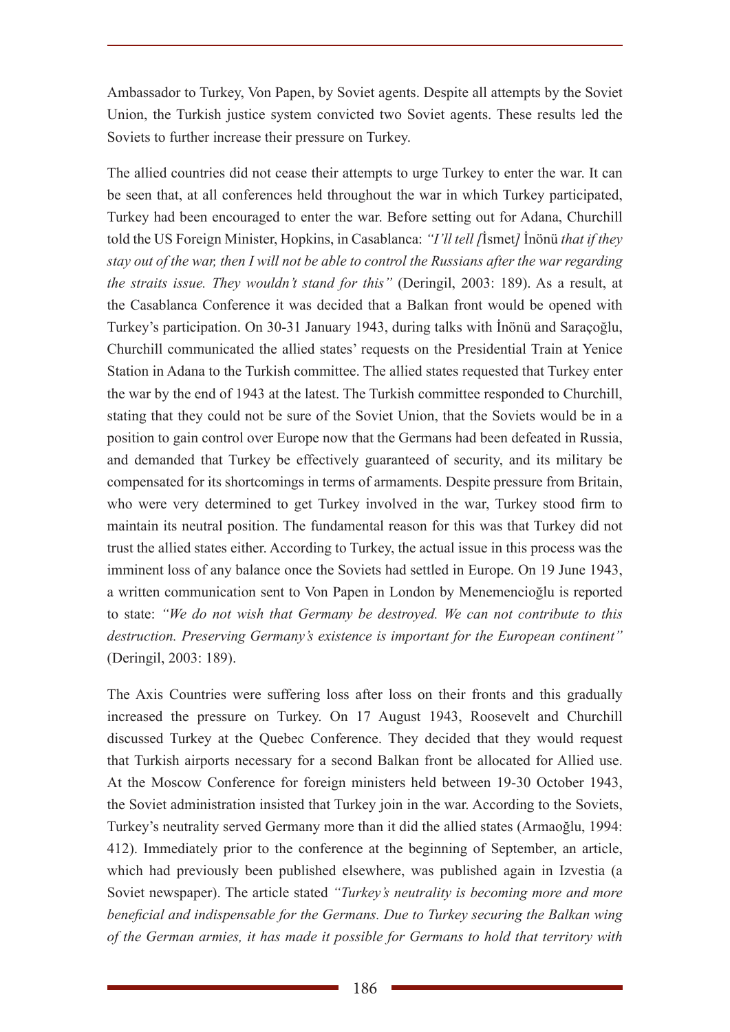Ambassador to Turkey, Von Papen, by Soviet agents. Despite all attempts by the Soviet Union, the Turkish justice system convicted two Soviet agents. These results led the Soviets to further increase their pressure on Turkey.

The allied countries did not cease their attempts to urge Turkey to enter the war. It can be seen that, at all conferences held throughout the war in which Turkey participated, Turkey had been encouraged to enter the war. Before setting out for Adana, Churchill told the US Foreign Minister, Hopkins, in Casablanca: *"I'll tell [*İsmet*]* İnönü *that if they stay out of the war, then I will not be able to control the Russians after the war regarding the straits issue. They wouldn't stand for this"* (Deringil, 2003: 189). As a result, at the Casablanca Conference it was decided that a Balkan front would be opened with Turkey's participation. On 30-31 January 1943, during talks with İnönü and Saraçoğlu, Churchill communicated the allied states' requests on the Presidential Train at Yenice Station in Adana to the Turkish committee. The allied states requested that Turkey enter the war by the end of 1943 at the latest. The Turkish committee responded to Churchill, stating that they could not be sure of the Soviet Union, that the Soviets would be in a position to gain control over Europe now that the Germans had been defeated in Russia, and demanded that Turkey be effectively guaranteed of security, and its military be compensated for its shortcomings in terms of armaments. Despite pressure from Britain, who were very determined to get Turkey involved in the war, Turkey stood firm to maintain its neutral position. The fundamental reason for this was that Turkey did not trust the allied states either. According to Turkey, the actual issue in this process was the imminent loss of any balance once the Soviets had settled in Europe. On 19 June 1943, a written communication sent to Von Papen in London by Menemencioğlu is reported to state: *"We do not wish that Germany be destroyed. We can not contribute to this destruction. Preserving Germany's existence is important for the European continent"* (Deringil, 2003: 189).

The Axis Countries were suffering loss after loss on their fronts and this gradually increased the pressure on Turkey. On 17 August 1943, Roosevelt and Churchill discussed Turkey at the Quebec Conference. They decided that they would request that Turkish airports necessary for a second Balkan front be allocated for Allied use. At the Moscow Conference for foreign ministers held between 19-30 October 1943, the Soviet administration insisted that Turkey join in the war. According to the Soviets, Turkey's neutrality served Germany more than it did the allied states (Armaoğlu, 1994: 412). Immediately prior to the conference at the beginning of September, an article, which had previously been published elsewhere, was published again in Izvestia (a Soviet newspaper). The article stated *"Turkey's neutrality is becoming more and more beneficial and indispensable for the Germans. Due to Turkey securing the Balkan wing of the German armies, it has made it possible for Germans to hold that territory with*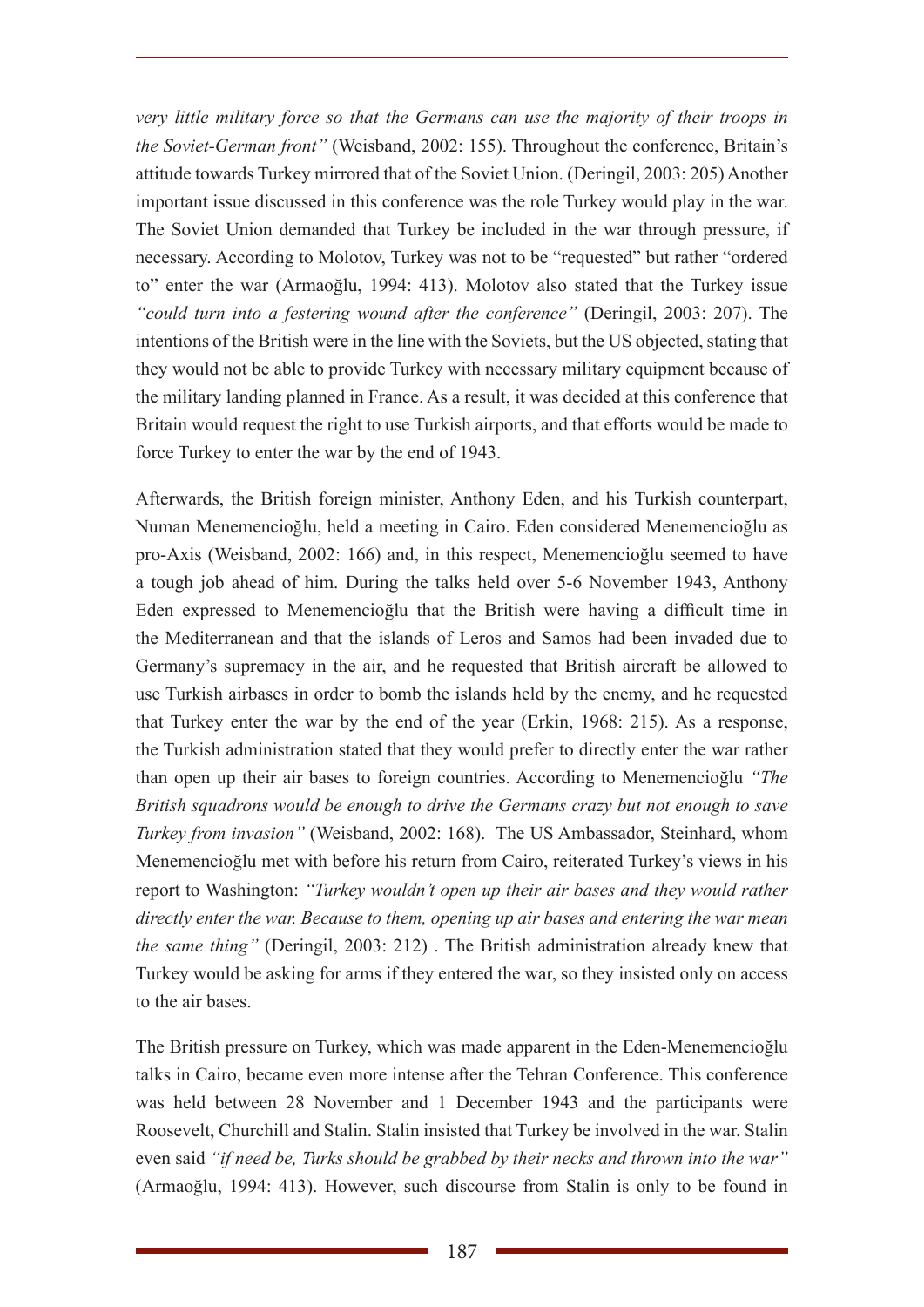*very little military force so that the Germans can use the majority of their troops in the Soviet-German front"* (Weisband, 2002: 155). Throughout the conference, Britain's attitude towards Turkey mirrored that of the Soviet Union. (Deringil, 2003: 205) Another important issue discussed in this conference was the role Turkey would play in the war. The Soviet Union demanded that Turkey be included in the war through pressure, if necessary. According to Molotov, Turkey was not to be "requested" but rather "ordered to" enter the war (Armaoğlu, 1994: 413). Molotov also stated that the Turkey issue *"could turn into a festering wound after the conference"* (Deringil, 2003: 207). The intentions of the British were in the line with the Soviets, but the US objected, stating that they would not be able to provide Turkey with necessary military equipment because of the military landing planned in France. As a result, it was decided at this conference that Britain would request the right to use Turkish airports, and that efforts would be made to force Turkey to enter the war by the end of 1943.

Afterwards, the British foreign minister, Anthony Eden, and his Turkish counterpart, Numan Menemencioğlu, held a meeting in Cairo. Eden considered Menemencioğlu as pro-Axis (Weisband, 2002: 166) and, in this respect, Menemencioğlu seemed to have a tough job ahead of him. During the talks held over 5-6 November 1943, Anthony Eden expressed to Menemencioğlu that the British were having a difficult time in the Mediterranean and that the islands of Leros and Samos had been invaded due to Germany's supremacy in the air, and he requested that British aircraft be allowed to use Turkish airbases in order to bomb the islands held by the enemy, and he requested that Turkey enter the war by the end of the year (Erkin, 1968: 215). As a response, the Turkish administration stated that they would prefer to directly enter the war rather than open up their air bases to foreign countries. According to Menemencioğlu *"The British squadrons would be enough to drive the Germans crazy but not enough to save Turkey from invasion"* (Weisband, 2002: 168). The US Ambassador, Steinhard, whom Menemencioğlu met with before his return from Cairo, reiterated Turkey's views in his report to Washington: *"Turkey wouldn't open up their air bases and they would rather directly enter the war. Because to them, opening up air bases and entering the war mean the same thing"* (Deringil, 2003: 212) . The British administration already knew that Turkey would be asking for arms if they entered the war, so they insisted only on access to the air bases.

The British pressure on Turkey, which was made apparent in the Eden-Menemencioğlu talks in Cairo, became even more intense after the Tehran Conference. This conference was held between 28 November and 1 December 1943 and the participants were Roosevelt, Churchill and Stalin. Stalin insisted that Turkey be involved in the war. Stalin even said *"if need be, Turks should be grabbed by their necks and thrown into the war"* (Armaoğlu, 1994: 413). However, such discourse from Stalin is only to be found in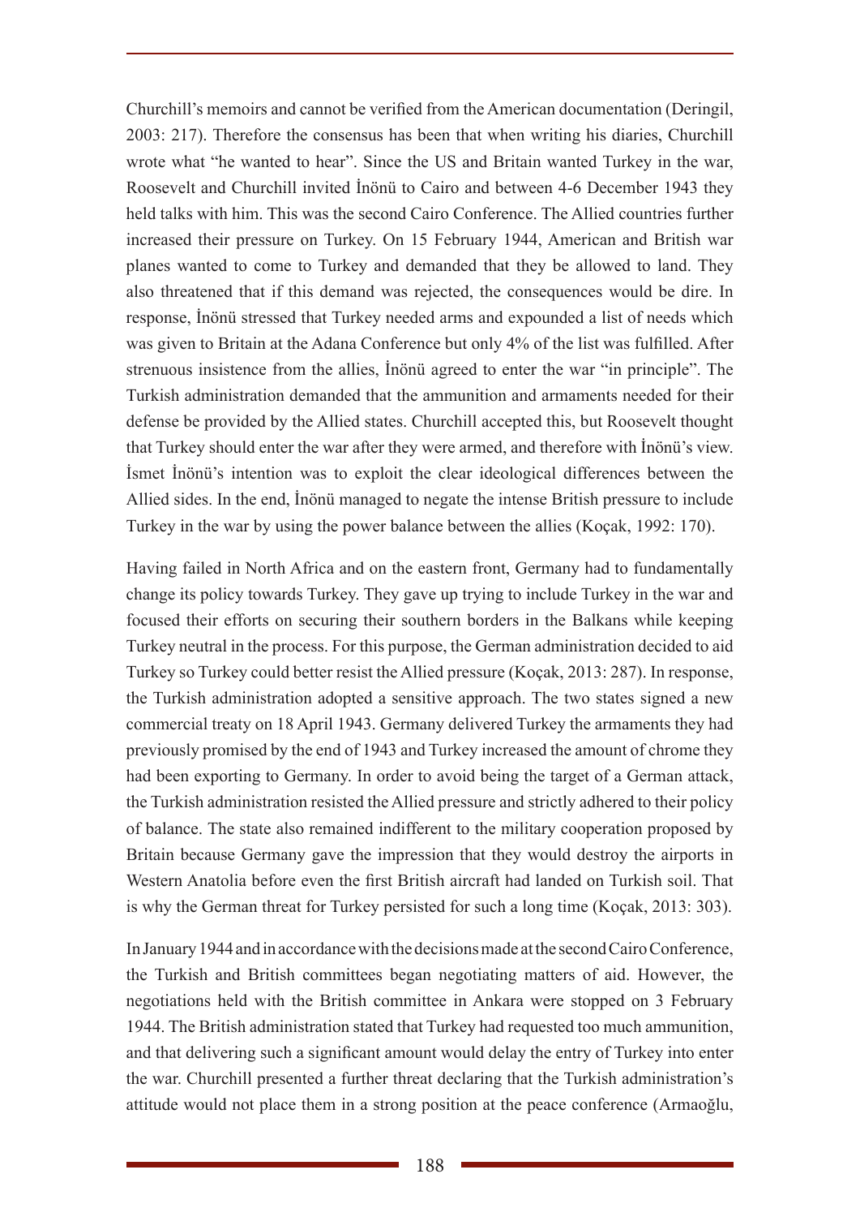Churchill's memoirs and cannot be verified from the American documentation (Deringil, 2003: 217). Therefore the consensus has been that when writing his diaries, Churchill wrote what "he wanted to hear". Since the US and Britain wanted Turkey in the war, Roosevelt and Churchill invited İnönü to Cairo and between 4-6 December 1943 they held talks with him. This was the second Cairo Conference. The Allied countries further increased their pressure on Turkey. On 15 February 1944, American and British war planes wanted to come to Turkey and demanded that they be allowed to land. They also threatened that if this demand was rejected, the consequences would be dire. In response, İnönü stressed that Turkey needed arms and expounded a list of needs which was given to Britain at the Adana Conference but only 4% of the list was fulfilled. After strenuous insistence from the allies, İnönü agreed to enter the war "in principle". The Turkish administration demanded that the ammunition and armaments needed for their defense be provided by the Allied states. Churchill accepted this, but Roosevelt thought that Turkey should enter the war after they were armed, and therefore with İnönü's view. İsmet İnönü's intention was to exploit the clear ideological differences between the Allied sides. In the end, İnönü managed to negate the intense British pressure to include Turkey in the war by using the power balance between the allies (Koçak, 1992: 170).

Having failed in North Africa and on the eastern front, Germany had to fundamentally change its policy towards Turkey. They gave up trying to include Turkey in the war and focused their efforts on securing their southern borders in the Balkans while keeping Turkey neutral in the process. For this purpose, the German administration decided to aid Turkey so Turkey could better resist the Allied pressure (Koçak, 2013: 287). In response, the Turkish administration adopted a sensitive approach. The two states signed a new commercial treaty on 18 April 1943. Germany delivered Turkey the armaments they had previously promised by the end of 1943 and Turkey increased the amount of chrome they had been exporting to Germany. In order to avoid being the target of a German attack, the Turkish administration resisted the Allied pressure and strictly adhered to their policy of balance. The state also remained indifferent to the military cooperation proposed by Britain because Germany gave the impression that they would destroy the airports in Western Anatolia before even the first British aircraft had landed on Turkish soil. That is why the German threat for Turkey persisted for such a long time (Koçak, 2013: 303).

In January 1944 and in accordance with the decisions made at the second Cairo Conference, the Turkish and British committees began negotiating matters of aid. However, the negotiations held with the British committee in Ankara were stopped on 3 February 1944. The British administration stated that Turkey had requested too much ammunition, and that delivering such a significant amount would delay the entry of Turkey into enter the war. Churchill presented a further threat declaring that the Turkish administration's attitude would not place them in a strong position at the peace conference (Armaoğlu,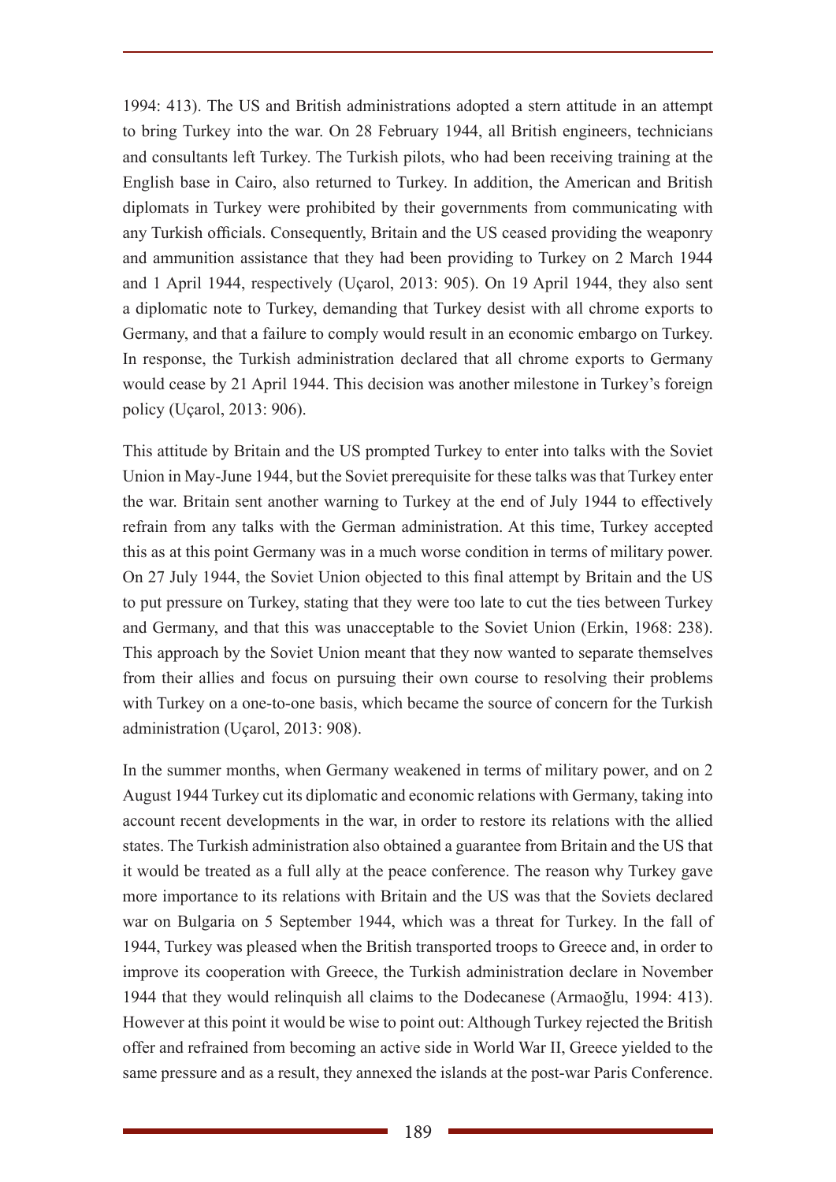1994: 413). The US and British administrations adopted a stern attitude in an attempt to bring Turkey into the war. On 28 February 1944, all British engineers, technicians and consultants left Turkey. The Turkish pilots, who had been receiving training at the English base in Cairo, also returned to Turkey. In addition, the American and British diplomats in Turkey were prohibited by their governments from communicating with any Turkish officials. Consequently, Britain and the US ceased providing the weaponry and ammunition assistance that they had been providing to Turkey on 2 March 1944 and 1 April 1944, respectively (Uçarol, 2013: 905). On 19 April 1944, they also sent a diplomatic note to Turkey, demanding that Turkey desist with all chrome exports to Germany, and that a failure to comply would result in an economic embargo on Turkey. In response, the Turkish administration declared that all chrome exports to Germany would cease by 21 April 1944. This decision was another milestone in Turkey's foreign policy (Uçarol, 2013: 906).

This attitude by Britain and the US prompted Turkey to enter into talks with the Soviet Union in May-June 1944, but the Soviet prerequisite for these talks was that Turkey enter the war. Britain sent another warning to Turkey at the end of July 1944 to effectively refrain from any talks with the German administration. At this time, Turkey accepted this as at this point Germany was in a much worse condition in terms of military power. On 27 July 1944, the Soviet Union objected to this final attempt by Britain and the US to put pressure on Turkey, stating that they were too late to cut the ties between Turkey and Germany, and that this was unacceptable to the Soviet Union (Erkin, 1968: 238). This approach by the Soviet Union meant that they now wanted to separate themselves from their allies and focus on pursuing their own course to resolving their problems with Turkey on a one-to-one basis, which became the source of concern for the Turkish administration (Uçarol, 2013: 908).

In the summer months, when Germany weakened in terms of military power, and on 2 August 1944 Turkey cut its diplomatic and economic relations with Germany, taking into account recent developments in the war, in order to restore its relations with the allied states. The Turkish administration also obtained a guarantee from Britain and the US that it would be treated as a full ally at the peace conference. The reason why Turkey gave more importance to its relations with Britain and the US was that the Soviets declared war on Bulgaria on 5 September 1944, which was a threat for Turkey. In the fall of 1944, Turkey was pleased when the British transported troops to Greece and, in order to improve its cooperation with Greece, the Turkish administration declare in November 1944 that they would relinquish all claims to the Dodecanese (Armaoğlu, 1994: 413). However at this point it would be wise to point out: Although Turkey rejected the British offer and refrained from becoming an active side in World War II, Greece yielded to the same pressure and as a result, they annexed the islands at the post-war Paris Conference.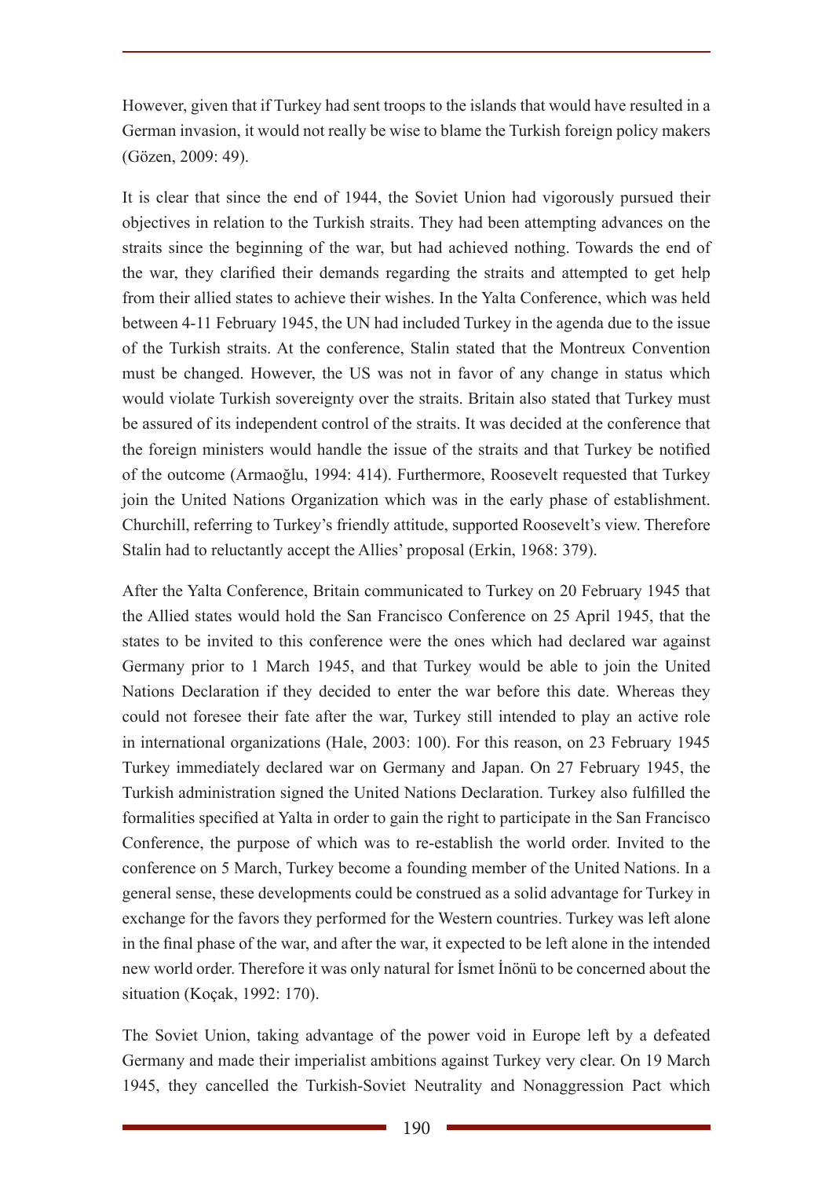However, given that if Turkey had sent troops to the islands that would have resulted in a German invasion, it would not really be wise to blame the Turkish foreign policy makers (Gözen, 2009: 49).

It is clear that since the end of 1944, the Soviet Union had vigorously pursued their objectives in relation to the Turkish straits. They had been attempting advances on the straits since the beginning of the war, but had achieved nothing. Towards the end of the war, they clarified their demands regarding the straits and attempted to get help from their allied states to achieve their wishes. In the Yalta Conference, which was held between 4-11 February 1945, the UN had included Turkey in the agenda due to the issue of the Turkish straits. At the conference, Stalin stated that the Montreux Convention must be changed. However, the US was not in favor of any change in status which would violate Turkish sovereignty over the straits. Britain also stated that Turkey must be assured of its independent control of the straits. It was decided at the conference that the foreign ministers would handle the issue of the straits and that Turkey be notified of the outcome (Armaoğlu, 1994: 414). Furthermore, Roosevelt requested that Turkey join the United Nations Organization which was in the early phase of establishment. Churchill, referring to Turkey's friendly attitude, supported Roosevelt's view. Therefore Stalin had to reluctantly accept the Allies' proposal (Erkin, 1968: 379).

After the Yalta Conference, Britain communicated to Turkey on 20 February 1945 that the Allied states would hold the San Francisco Conference on 25 April 1945, that the states to be invited to this conference were the ones which had declared war against Germany prior to 1 March 1945, and that Turkey would be able to join the United Nations Declaration if they decided to enter the war before this date. Whereas they could not foresee their fate after the war, Turkey still intended to play an active role in international organizations (Hale, 2003: 100). For this reason, on 23 February 1945 Turkey immediately declared war on Germany and Japan. On 27 February 1945, the Turkish administration signed the United Nations Declaration. Turkey also fulfilled the formalities specified at Yalta in order to gain the right to participate in the San Francisco Conference, the purpose of which was to re-establish the world order. Invited to the conference on 5 March, Turkey become a founding member of the United Nations. In a general sense, these developments could be construed as a solid advantage for Turkey in exchange for the favors they performed for the Western countries. Turkey was left alone in the final phase of the war, and after the war, it expected to be left alone in the intended new world order. Therefore it was only natural for İsmet İnönü to be concerned about the situation (Koçak, 1992: 170).

The Soviet Union, taking advantage of the power void in Europe left by a defeated Germany and made their imperialist ambitions against Turkey very clear. On 19 March 1945, they cancelled the Turkish-Soviet Neutrality and Nonaggression Pact which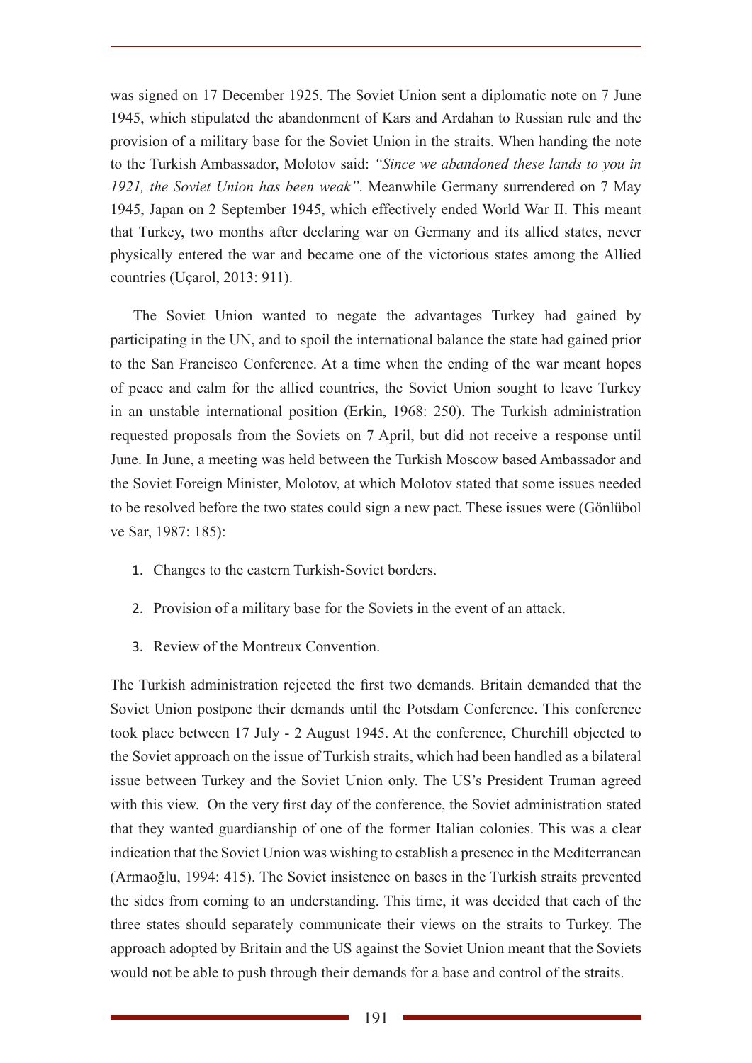was signed on 17 December 1925. The Soviet Union sent a diplomatic note on 7 June 1945, which stipulated the abandonment of Kars and Ardahan to Russian rule and the provision of a military base for the Soviet Union in the straits. When handing the note to the Turkish Ambassador, Molotov said: *"Since we abandoned these lands to you in 1921, the Soviet Union has been weak"*. Meanwhile Germany surrendered on 7 May 1945, Japan on 2 September 1945, which effectively ended World War II. This meant that Turkey, two months after declaring war on Germany and its allied states, never physically entered the war and became one of the victorious states among the Allied countries (Uçarol, 2013: 911).

The Soviet Union wanted to negate the advantages Turkey had gained by participating in the UN, and to spoil the international balance the state had gained prior to the San Francisco Conference. At a time when the ending of the war meant hopes of peace and calm for the allied countries, the Soviet Union sought to leave Turkey in an unstable international position (Erkin, 1968: 250). The Turkish administration requested proposals from the Soviets on 7 April, but did not receive a response until June. In June, a meeting was held between the Turkish Moscow based Ambassador and the Soviet Foreign Minister, Molotov, at which Molotov stated that some issues needed to be resolved before the two states could sign a new pact. These issues were (Gönlübol ve Sar, 1987: 185):

1. Changes to the eastern Turkish-Soviet borders.
2. Provision of a military base for the Soviets in the event of an attack.
3. Review of the Montreux Convention.

The Turkish administration rejected the first two demands. Britain demanded that the Soviet Union postpone their demands until the Potsdam Conference. This conference took place between 17 July - 2 August 1945. At the conference, Churchill objected to the Soviet approach on the issue of Turkish straits, which had been handled as a bilateral issue between Turkey and the Soviet Union only. The US's President Truman agreed with this view. On the very first day of the conference, the Soviet administration stated that they wanted guardianship of one of the former Italian colonies. This was a clear indication that the Soviet Union was wishing to establish a presence in the Mediterranean (Armaoğlu, 1994: 415). The Soviet insistence on bases in the Turkish straits prevented the sides from coming to an understanding. This time, it was decided that each of the three states should separately communicate their views on the straits to Turkey. The approach adopted by Britain and the US against the Soviet Union meant that the Soviets would not be able to push through their demands for a base and control of the straits.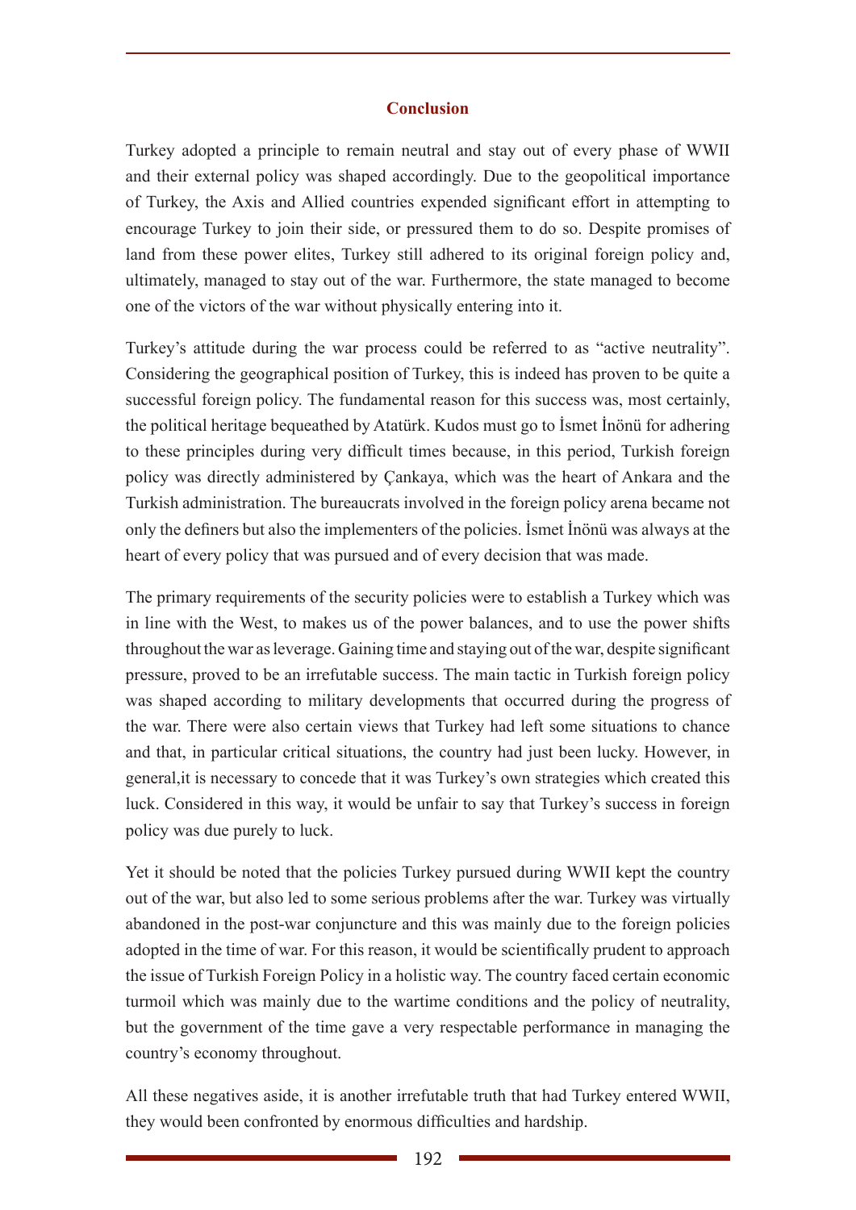## Conclusion

Turkey adopted a principle to remain neutral and stay out of every phase of WWII and their external policy was shaped accordingly. Due to the geopolitical importance of Turkey, the Axis and Allied countries expended significant effort in attempting to encourage Turkey to join their side, or pressured them to do so. Despite promises of land from these power elites, Turkey still adhered to its original foreign policy and, ultimately, managed to stay out of the war. Furthermore, the state managed to become one of the victors of the war without physically entering into it.

Turkey's attitude during the war process could be referred to as "active neutrality". Considering the geographical position of Turkey, this is indeed has proven to be quite a successful foreign policy. The fundamental reason for this success was, most certainly, the political heritage bequeathed by Atatürk. Kudos must go to İsmet İnönü for adhering to these principles during very difficult times because, in this period, Turkish foreign policy was directly administered by Çankaya, which was the heart of Ankara and the Turkish administration. The bureaucrats involved in the foreign policy arena became not only the definers but also the implementers of the policies. İsmet İnönü was always at the heart of every policy that was pursued and of every decision that was made.

The primary requirements of the security policies were to establish a Turkey which was in line with the West, to makes us of the power balances, and to use the power shifts throughout the war as leverage. Gaining time and staying out of the war, despite significant pressure, proved to be an irrefutable success. The main tactic in Turkish foreign policy was shaped according to military developments that occurred during the progress of the war. There were also certain views that Turkey had left some situations to chance and that, in particular critical situations, the country had just been lucky. However, in general,it is necessary to concede that it was Turkey's own strategies which created this luck. Considered in this way, it would be unfair to say that Turkey's success in foreign policy was due purely to luck.

Yet it should be noted that the policies Turkey pursued during WWII kept the country out of the war, but also led to some serious problems after the war. Turkey was virtually abandoned in the post-war conjuncture and this was mainly due to the foreign policies adopted in the time of war. For this reason, it would be scientifically prudent to approach the issue of Turkish Foreign Policy in a holistic way. The country faced certain economic turmoil which was mainly due to the wartime conditions and the policy of neutrality, but the government of the time gave a very respectable performance in managing the country's economy throughout.

All these negatives aside, it is another irrefutable truth that had Turkey entered WWII, they would been confronted by enormous difficulties and hardship.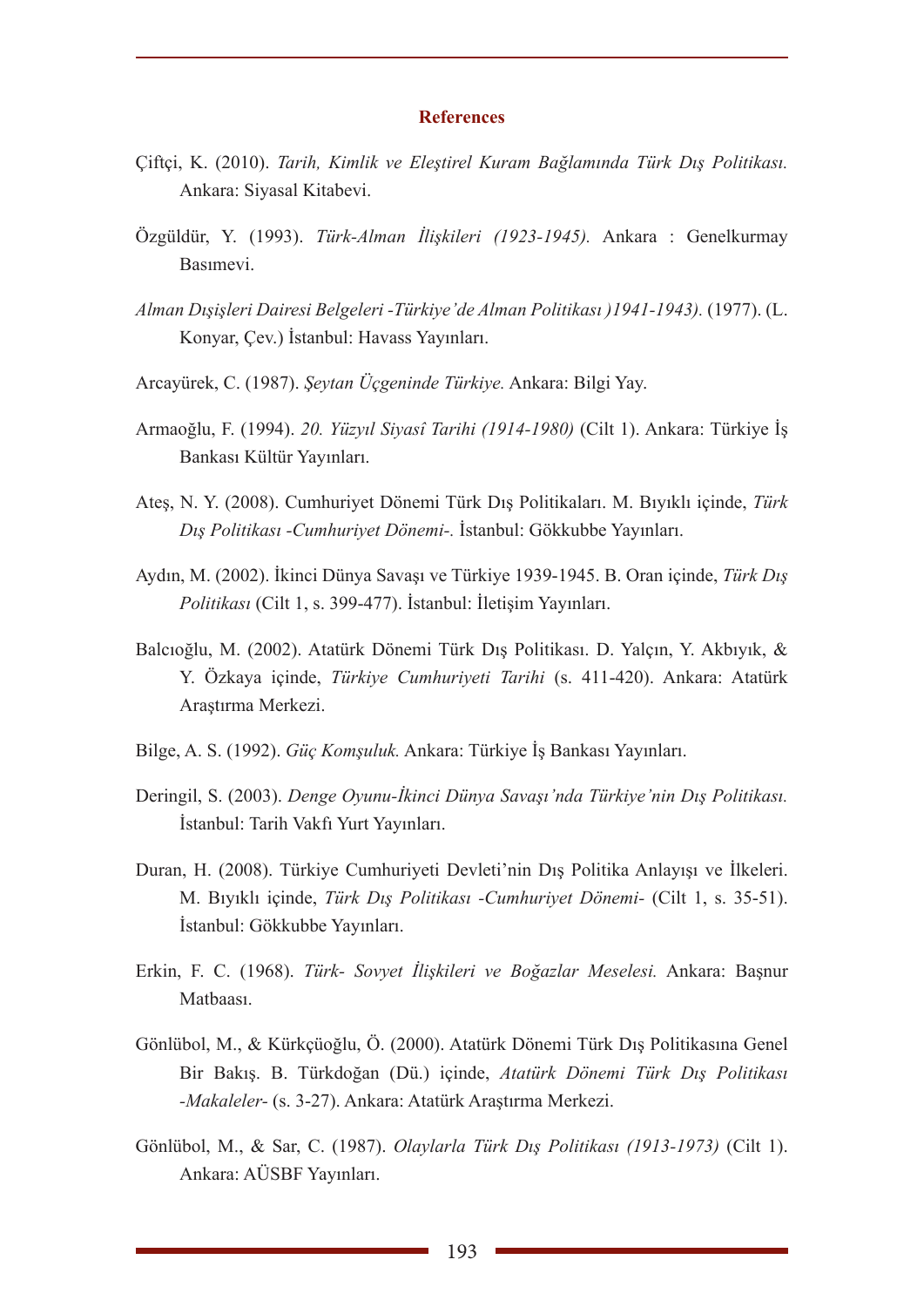## References

Çiftçi, K. (2010). *Tarih, Kimlik ve Eleştirel Kuram Bağlamında Türk Dış Politikası.* Ankara: Siyasal Kitabevi.

Özgüldür, Y. (1993). *Türk-Alman İlişkileri (1923-1945).* Ankara : Genelkurmay Basımevi.

*Alman Dışişleri Dairesi Belgeleri -Türkiye'de Alman Politikası )1941-1943).* (1977). (L. Konyar, Çev.) İstanbul: Havass Yayınları.

Arcayürek, C. (1987). *Şeytan Üçgeninde Türkiye.* Ankara: Bilgi Yay.

Armaoğlu, F. (1994). *20. Yüzyıl Siyasî Tarihi (1914-1980)* (Cilt 1). Ankara: Türkiye İş Bankası Kültür Yayınları.

Ateş, N. Y. (2008). Cumhuriyet Dönemi Türk Dış Politikaları. M. Bıyıklı içinde, *Türk Dış Politikası -Cumhuriyet Dönemi-.* İstanbul: Gökkubbe Yayınları.

Aydın, M. (2002). İkinci Dünya Savaşı ve Türkiye 1939-1945. B. Oran içinde, *Türk Dış Politikası* (Cilt 1, s. 399-477). İstanbul: İletişim Yayınları.

Balcıoğlu, M. (2002). Atatürk Dönemi Türk Dış Politikası. D. Yalçın, Y. Akbıyık, & Y. Özkaya içinde, *Türkiye Cumhuriyeti Tarihi* (s. 411-420). Ankara: Atatürk Araştırma Merkezi.

Bilge, A. S. (1992). *Güç Komşuluk.* Ankara: Türkiye İş Bankası Yayınları.

Deringil, S. (2003). *Denge Oyunu-İkinci Dünya Savaşı'nda Türkiye'nin Dış Politikası.* İstanbul: Tarih Vakfı Yurt Yayınları.

Duran, H. (2008). Türkiye Cumhuriyeti Devleti'nin Dış Politika Anlayışı ve İlkeleri. M. Bıyıklı içinde, *Türk Dış Politikası -Cumhuriyet Dönemi-* (Cilt 1, s. 35-51). İstanbul: Gökkubbe Yayınları.

Erkin, F. C. (1968). *Türk- Sovyet İlişkileri ve Boğazlar Meselesi.* Ankara: Başnur Matbaası.

Gönlübol, M., & Kürkçüoğlu, Ö. (2000). Atatürk Dönemi Türk Dış Politikasına Genel Bir Bakış. B. Türkdoğan (Dü.) içinde, *Atatürk Dönemi Türk Dış Politikası -Makaleler-* (s. 3-27). Ankara: Atatürk Araştırma Merkezi.

Gönlübol, M., & Sar, C. (1987). *Olaylarla Türk Dış Politikası (1913-1973)* (Cilt 1). Ankara: AÜSBF Yayınları.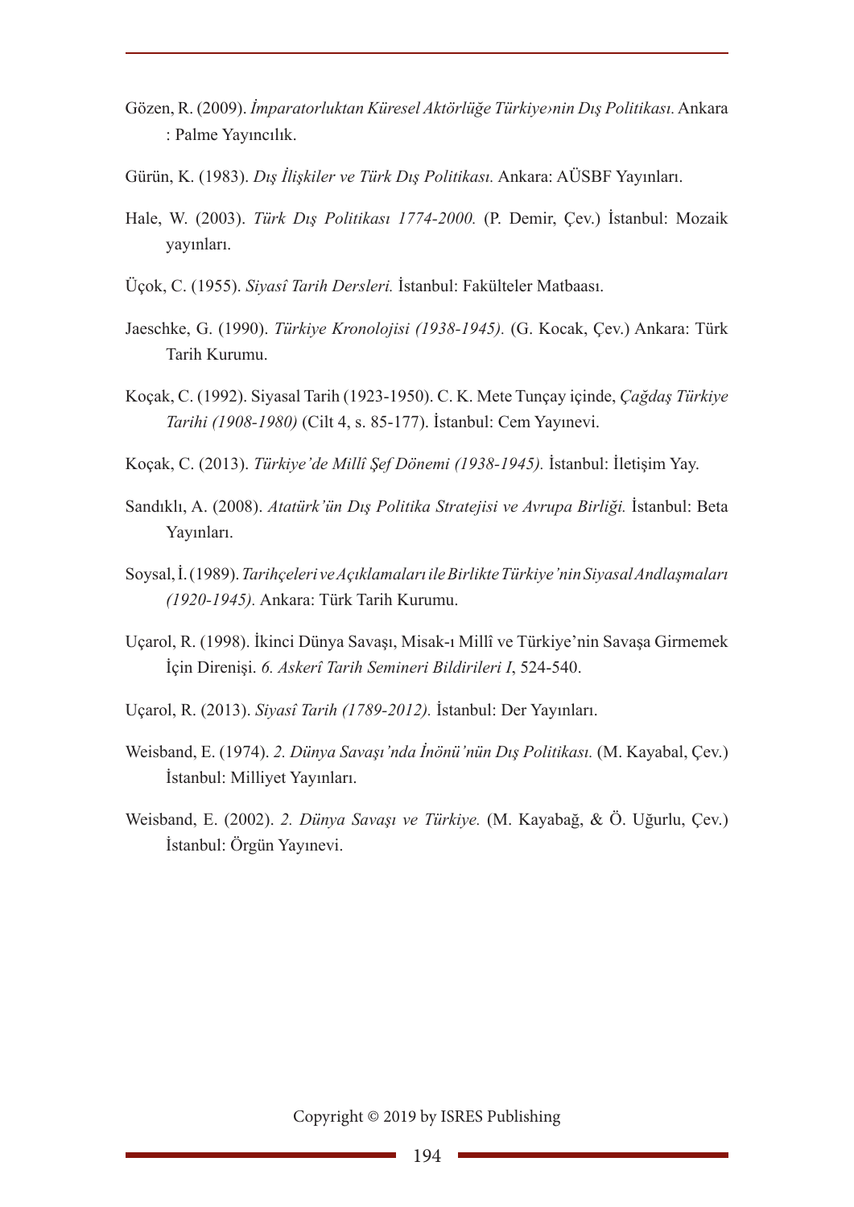Gözen, R. (2009). *İmparatorluktan Küresel Aktörlüğe Türkiye›nin Dış Politikası.* Ankara : Palme Yayıncılık.

Gürün, K. (1983). *Dış İlişkiler ve Türk Dış Politikası.* Ankara: AÜSBF Yayınları.

Hale, W. (2003). *Türk Dış Politikası 1774-2000.* (P. Demir, Çev.) İstanbul: Mozaik yayınları.

Üçok, C. (1955). *Siyasî Tarih Dersleri.* İstanbul: Fakülteler Matbaası.

Jaeschke, G. (1990). *Türkiye Kronolojisi (1938-1945).* (G. Kocak, Çev.) Ankara: Türk Tarih Kurumu.

Koçak, C. (1992). Siyasal Tarih (1923-1950). C. K. Mete Tunçay içinde, *Çağdaş Türkiye Tarihi (1908-1980)* (Cilt 4, s. 85-177). İstanbul: Cem Yayınevi.

Koçak, C. (2013). *Türkiye'de Millî Şef Dönemi (1938-1945).* İstanbul: İletişim Yay.

Sandıklı, A. (2008). *Atatürk'ün Dış Politika Stratejisi ve Avrupa Birliği.* İstanbul: Beta Yayınları.

Soysal, İ. (1989). *Tarihçeleri ve Açıklamaları ile Birlikte Türkiye'nin Siyasal Andlaşmaları (1920-1945).* Ankara: Türk Tarih Kurumu.

Uçarol, R. (1998). İkinci Dünya Savaşı, Misak-ı Millî ve Türkiye'nin Savaşa Girmemek İçin Direnişi. *6. Askerî Tarih Semineri Bildirileri I*, 524-540.

Uçarol, R. (2013). *Siyasî Tarih (1789-2012).* İstanbul: Der Yayınları.

Weisband, E. (1974). *2. Dünya Savaşı'nda İnönü'nün Dış Politikası.* (M. Kayabal, Çev.) İstanbul: Milliyet Yayınları.

Weisband, E. (2002). *2. Dünya Savaşı ve Türkiye.* (M. Kayabağ, & Ö. Uğurlu, Çev.) İstanbul: Örgün Yayınevi.

Copyright © 2019 by ISRES Publishing